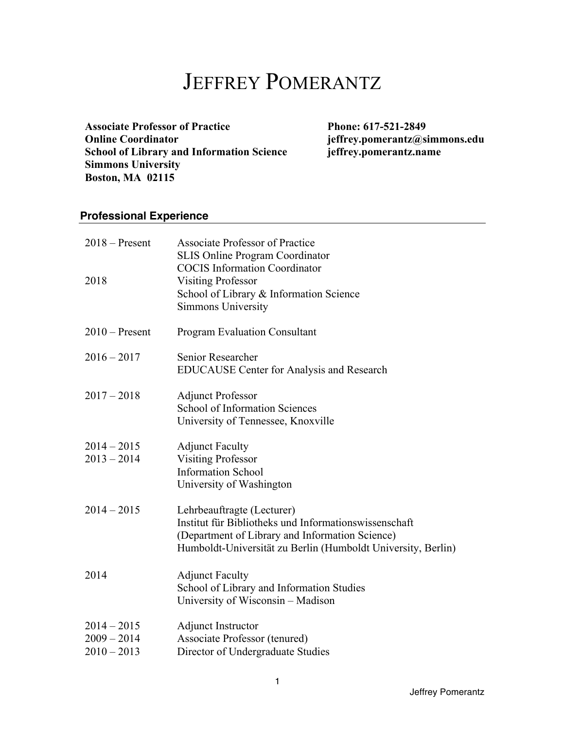# Jeffrey Pomerantz

**Associate Professor of Practice**
**Online Coordinator**
**School of Library and Information Science**
**Simmons University**
**Boston, MA 02115**

**Phone: 617-521-2849**
**jeffrey.pomerantz@simmons.edu**
**jeffrey.pomerantz.name**

## Professional Experience

| | |
|---|---|
| 2018 – Present | Associate Professor of Practice<br>SLIS Online Program Coordinator<br>COCIS Information Coordinator |
| 2018 | Visiting Professor<br>School of Library & Information Science<br>Simmons University |
| 2010 – Present | Program Evaluation Consultant |
| 2016 – 2017 | Senior Researcher<br>EDUCAUSE Center for Analysis and Research |
| 2017 – 2018 | Adjunct Professor<br>School of Information Sciences<br>University of Tennessee, Knoxville |
| 2014 – 2015 | Adjunct Faculty |
| 2013 – 2014 | Visiting Professor<br>Information School<br>University of Washington |
| 2014 – 2015 | Lehrbeauftragte (Lecturer)<br>Institut für Bibliotheks und Informationswissenschaft<br>(Department of Library and Information Science)<br>Humboldt-Universität zu Berlin (Humboldt University, Berlin) |
| 2014 | Adjunct Faculty<br>School of Library and Information Studies<br>University of Wisconsin – Madison |
| 2014 – 2015 | Adjunct Instructor |
| 2009 – 2014 | Associate Professor (tenured) |
| 2010 – 2013 | Director of Undergraduate Studies |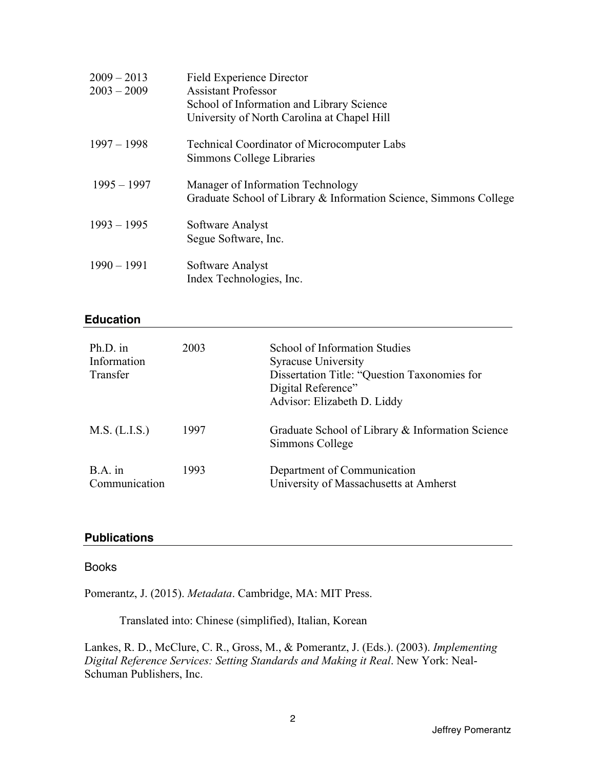| | |
|---|---|
| 2009 – 2013 | Field Experience Director |
| 2003 – 2009 | Assistant Professor<br>School of Information and Library Science<br>University of North Carolina at Chapel Hill |
| 1997 – 1998 | Technical Coordinator of Microcomputer Labs<br>Simmons College Libraries |
| 1995 – 1997 | Manager of Information Technology<br>Graduate School of Library & Information Science, Simmons College |
| 1993 – 1995 | Software Analyst<br>Segue Software, Inc. |
| 1990 – 1991 | Software Analyst<br>Index Technologies, Inc. |

## Education

| | | |
|---|---|---|
| Ph.D. in Information Transfer | 2003 | School of Information Studies<br>Syracuse University<br>Dissertation Title: "Question Taxonomies for Digital Reference"<br>Advisor: Elizabeth D. Liddy |
| M.S. (L.I.S.) | 1997 | Graduate School of Library & Information Science<br>Simmons College |
| B.A. in Communication | 1993 | Department of Communication<br>University of Massachusetts at Amherst |

## Publications

### Books

Pomerantz, J. (2015). *Metadata*. Cambridge, MA: MIT Press.

Translated into: Chinese (simplified), Italian, Korean

Lankes, R. D., McClure, C. R., Gross, M., & Pomerantz, J. (Eds.). (2003). *Implementing Digital Reference Services: Setting Standards and Making it Real*. New York: Neal-Schuman Publishers, Inc.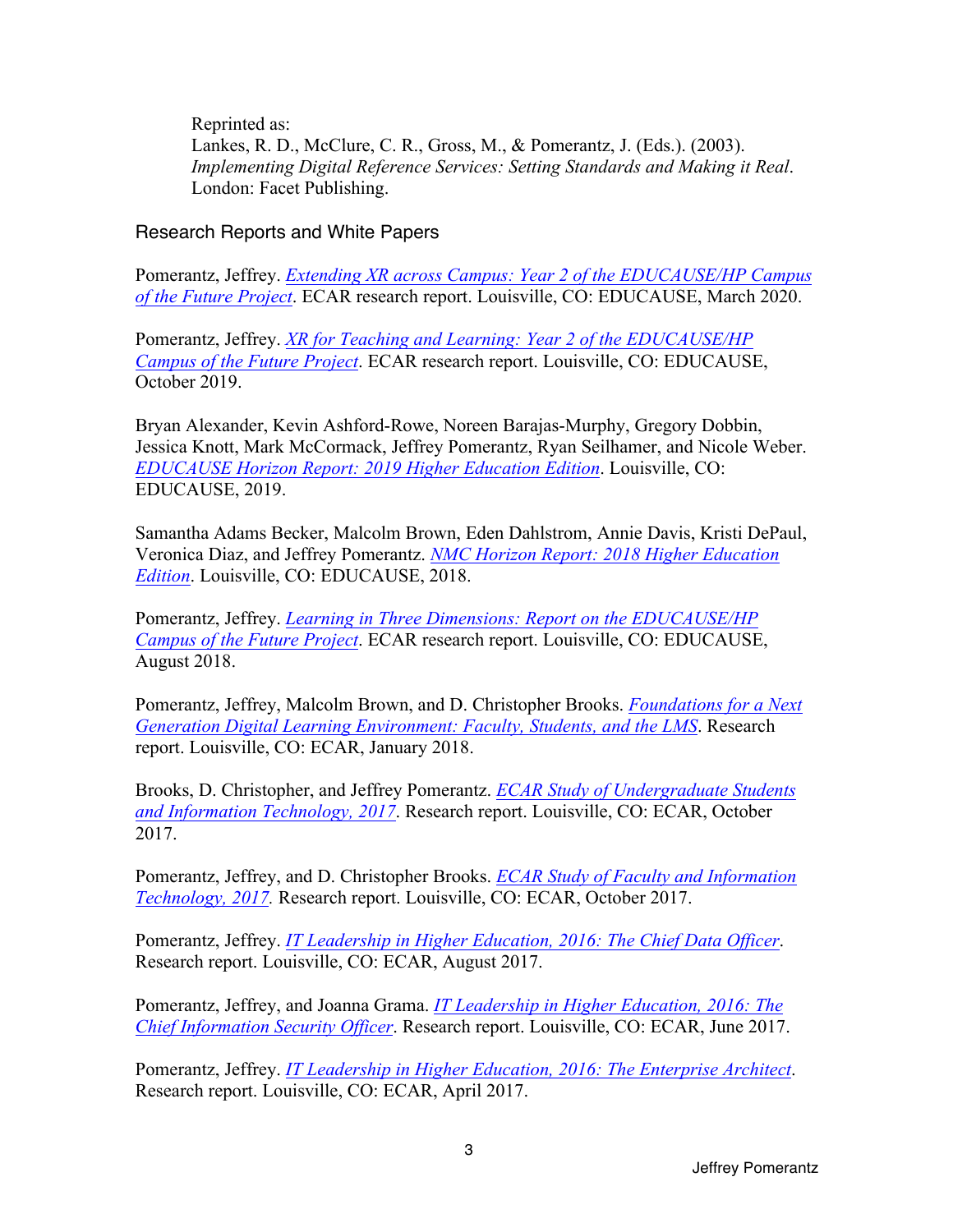Reprinted as:
Lankes, R. D., McClure, C. R., Gross, M., & Pomerantz, J. (Eds.). (2003). *Implementing Digital Reference Services: Setting Standards and Making it Real*. London: Facet Publishing.

## Research Reports and White Papers

Pomerantz, Jeffrey. *Extending XR across Campus: Year 2 of the EDUCAUSE/HP Campus of the Future Project*. ECAR research report. Louisville, CO: EDUCAUSE, March 2020.

Pomerantz, Jeffrey. *XR for Teaching and Learning: Year 2 of the EDUCAUSE/HP Campus of the Future Project*. ECAR research report. Louisville, CO: EDUCAUSE, October 2019.

Bryan Alexander, Kevin Ashford-Rowe, Noreen Barajas-Murphy, Gregory Dobbin, Jessica Knott, Mark McCormack, Jeffrey Pomerantz, Ryan Seilhamer, and Nicole Weber. *EDUCAUSE Horizon Report: 2019 Higher Education Edition*. Louisville, CO: EDUCAUSE, 2019.

Samantha Adams Becker, Malcolm Brown, Eden Dahlstrom, Annie Davis, Kristi DePaul, Veronica Diaz, and Jeffrey Pomerantz. *NMC Horizon Report: 2018 Higher Education Edition*. Louisville, CO: EDUCAUSE, 2018.

Pomerantz, Jeffrey. *Learning in Three Dimensions: Report on the EDUCAUSE/HP Campus of the Future Project*. ECAR research report. Louisville, CO: EDUCAUSE, August 2018.

Pomerantz, Jeffrey, Malcolm Brown, and D. Christopher Brooks. *Foundations for a Next Generation Digital Learning Environment: Faculty, Students, and the LMS*. Research report. Louisville, CO: ECAR, January 2018.

Brooks, D. Christopher, and Jeffrey Pomerantz. *ECAR Study of Undergraduate Students and Information Technology, 2017*. Research report. Louisville, CO: ECAR, October 2017.

Pomerantz, Jeffrey, and D. Christopher Brooks. *ECAR Study of Faculty and Information Technology, 2017.* Research report. Louisville, CO: ECAR, October 2017.

Pomerantz, Jeffrey. *IT Leadership in Higher Education, 2016: The Chief Data Officer*. Research report. Louisville, CO: ECAR, August 2017.

Pomerantz, Jeffrey, and Joanna Grama. *IT Leadership in Higher Education, 2016: The Chief Information Security Officer*. Research report. Louisville, CO: ECAR, June 2017.

Pomerantz, Jeffrey. *IT Leadership in Higher Education, 2016: The Enterprise Architect*. Research report. Louisville, CO: ECAR, April 2017.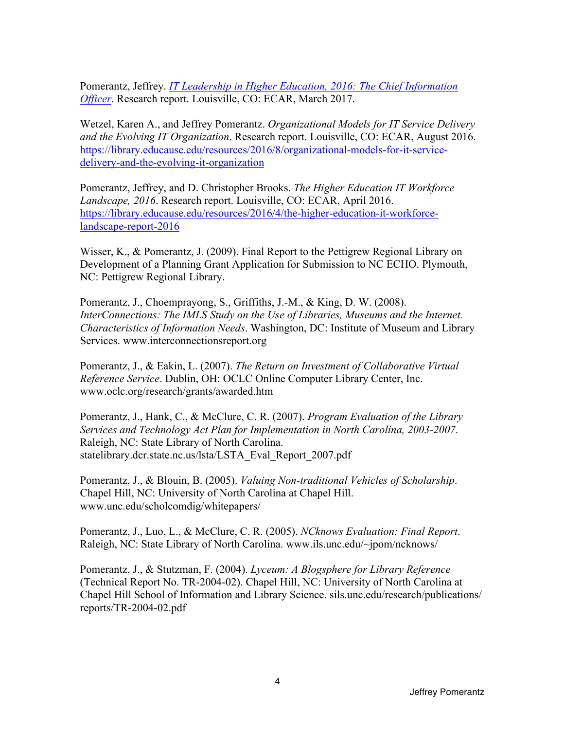Pomerantz, Jeffrey. [*IT Leadership in Higher Education, 2016: The Chief Information Officer*](). Research report. Louisville, CO: ECAR, March 2017.

Wetzel, Karen A., and Jeffrey Pomerantz. *Organizational Models for IT Service Delivery and the Evolving IT Organization*. Research report. Louisville, CO: ECAR, August 2016. https://library.educause.edu/resources/2016/8/organizational-models-for-it-service-delivery-and-the-evolving-it-organization

Pomerantz, Jeffrey, and D. Christopher Brooks. *The Higher Education IT Workforce Landscape, 2016*. Research report. Louisville, CO: ECAR, April 2016. https://library.educause.edu/resources/2016/4/the-higher-education-it-workforce-landscape-report-2016

Wisser, K., & Pomerantz, J. (2009). Final Report to the Pettigrew Regional Library on Development of a Planning Grant Application for Submission to NC ECHO. Plymouth, NC: Pettigrew Regional Library.

Pomerantz, J., Choemprayong, S., Griffiths, J.-M., & King, D. W. (2008). *InterConnections: The IMLS Study on the Use of Libraries, Museums and the Internet. Characteristics of Information Needs*. Washington, DC: Institute of Museum and Library Services. www.interconnectionsreport.org

Pomerantz, J., & Eakin, L. (2007). *The Return on Investment of Collaborative Virtual Reference Service*. Dublin, OH: OCLC Online Computer Library Center, Inc. www.oclc.org/research/grants/awarded.htm

Pomerantz, J., Hank, C., & McClure, C. R. (2007). *Program Evaluation of the Library Services and Technology Act Plan for Implementation in North Carolina, 2003-2007*. Raleigh, NC: State Library of North Carolina. statelibrary.dcr.state.nc.us/lsta/LSTA_Eval_Report_2007.pdf

Pomerantz, J., & Blouin, B. (2005). *Valuing Non-traditional Vehicles of Scholarship*. Chapel Hill, NC: University of North Carolina at Chapel Hill. www.unc.edu/scholcomdig/whitepapers/

Pomerantz, J., Luo, L., & McClure, C. R. (2005). *NCknows Evaluation: Final Report*. Raleigh, NC: State Library of North Carolina. www.ils.unc.edu/~jpom/ncknows/

Pomerantz, J., & Stutzman, F. (2004). *Lyceum: A Blogsphere for Library Reference* (Technical Report No. TR-2004-02). Chapel Hill, NC: University of North Carolina at Chapel Hill School of Information and Library Science. sils.unc.edu/research/publications/reports/TR-2004-02.pdf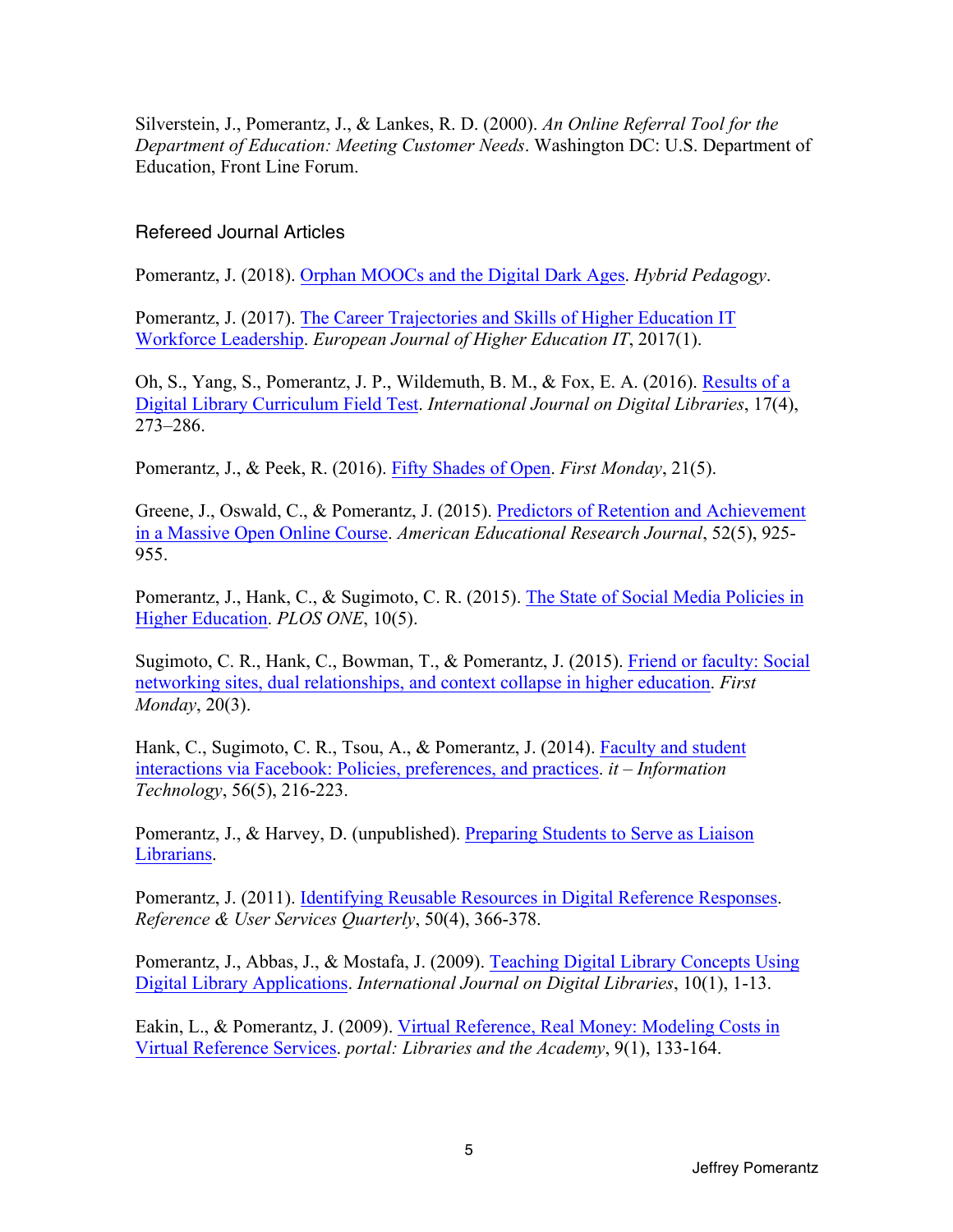Silverstein, J., Pomerantz, J., & Lankes, R. D. (2000). *An Online Referral Tool for the Department of Education: Meeting Customer Needs*. Washington DC: U.S. Department of Education, Front Line Forum.

## Refereed Journal Articles

Pomerantz, J. (2018). Orphan MOOCs and the Digital Dark Ages. *Hybrid Pedagogy*.

Pomerantz, J. (2017). The Career Trajectories and Skills of Higher Education IT Workforce Leadership. *European Journal of Higher Education IT*, 2017(1).

Oh, S., Yang, S., Pomerantz, J. P., Wildemuth, B. M., & Fox, E. A. (2016). Results of a Digital Library Curriculum Field Test. *International Journal on Digital Libraries*, 17(4), 273–286.

Pomerantz, J., & Peek, R. (2016). Fifty Shades of Open. *First Monday*, 21(5).

Greene, J., Oswald, C., & Pomerantz, J. (2015). Predictors of Retention and Achievement in a Massive Open Online Course. *American Educational Research Journal*, 52(5), 925-955.

Pomerantz, J., Hank, C., & Sugimoto, C. R. (2015). The State of Social Media Policies in Higher Education. *PLOS ONE*, 10(5).

Sugimoto, C. R., Hank, C., Bowman, T., & Pomerantz, J. (2015). Friend or faculty: Social networking sites, dual relationships, and context collapse in higher education. *First Monday*, 20(3).

Hank, C., Sugimoto, C. R., Tsou, A., & Pomerantz, J. (2014). Faculty and student interactions via Facebook: Policies, preferences, and practices. *it – Information Technology*, 56(5), 216-223.

Pomerantz, J., & Harvey, D. (unpublished). Preparing Students to Serve as Liaison Librarians.

Pomerantz, J. (2011). Identifying Reusable Resources in Digital Reference Responses. *Reference & User Services Quarterly*, 50(4), 366-378.

Pomerantz, J., Abbas, J., & Mostafa, J. (2009). Teaching Digital Library Concepts Using Digital Library Applications. *International Journal on Digital Libraries*, 10(1), 1-13.

Eakin, L., & Pomerantz, J. (2009). Virtual Reference, Real Money: Modeling Costs in Virtual Reference Services. *portal: Libraries and the Academy*, 9(1), 133-164.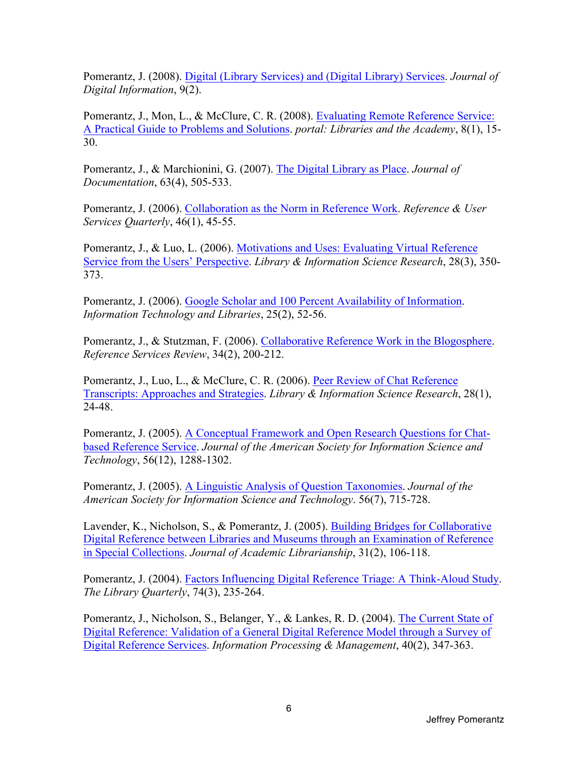Pomerantz, J. (2008). Digital (Library Services) and (Digital Library) Services. *Journal of Digital Information*, 9(2).

Pomerantz, J., Mon, L., & McClure, C. R. (2008). Evaluating Remote Reference Service: A Practical Guide to Problems and Solutions. *portal: Libraries and the Academy*, 8(1), 15-30.

Pomerantz, J., & Marchionini, G. (2007). The Digital Library as Place. *Journal of Documentation*, 63(4), 505-533.

Pomerantz, J. (2006). Collaboration as the Norm in Reference Work. *Reference & User Services Quarterly*, 46(1), 45-55.

Pomerantz, J., & Luo, L. (2006). Motivations and Uses: Evaluating Virtual Reference Service from the Users' Perspective. *Library & Information Science Research*, 28(3), 350-373.

Pomerantz, J. (2006). Google Scholar and 100 Percent Availability of Information. *Information Technology and Libraries*, 25(2), 52-56.

Pomerantz, J., & Stutzman, F. (2006). Collaborative Reference Work in the Blogosphere. *Reference Services Review*, 34(2), 200-212.

Pomerantz, J., Luo, L., & McClure, C. R. (2006). Peer Review of Chat Reference Transcripts: Approaches and Strategies. *Library & Information Science Research*, 28(1), 24-48.

Pomerantz, J. (2005). A Conceptual Framework and Open Research Questions for Chat-based Reference Service. *Journal of the American Society for Information Science and Technology*, 56(12), 1288-1302.

Pomerantz, J. (2005). A Linguistic Analysis of Question Taxonomies. *Journal of the American Society for Information Science and Technology*. 56(7), 715-728.

Lavender, K., Nicholson, S., & Pomerantz, J. (2005). Building Bridges for Collaborative Digital Reference between Libraries and Museums through an Examination of Reference in Special Collections. *Journal of Academic Librarianship*, 31(2), 106-118.

Pomerantz, J. (2004). Factors Influencing Digital Reference Triage: A Think-Aloud Study. *The Library Quarterly*, 74(3), 235-264.

Pomerantz, J., Nicholson, S., Belanger, Y., & Lankes, R. D. (2004). The Current State of Digital Reference: Validation of a General Digital Reference Model through a Survey of Digital Reference Services. *Information Processing & Management*, 40(2), 347-363.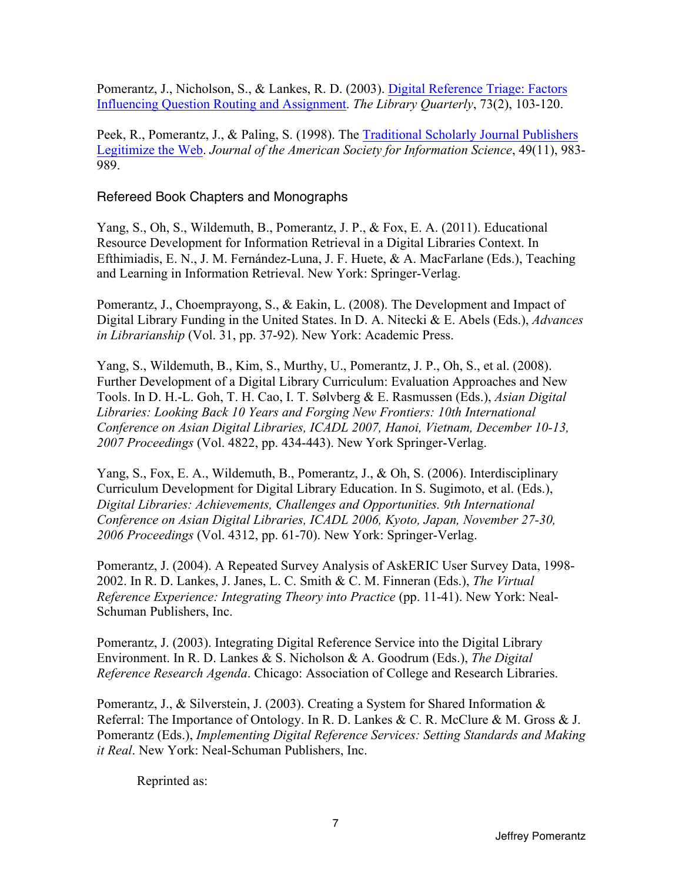Pomerantz, J., Nicholson, S., & Lankes, R. D. (2003). Digital Reference Triage: Factors Influencing Question Routing and Assignment. *The Library Quarterly*, 73(2), 103-120.

Peek, R., Pomerantz, J., & Paling, S. (1998). The Traditional Scholarly Journal Publishers Legitimize the Web. *Journal of the American Society for Information Science*, 49(11), 983-989.

### Refereed Book Chapters and Monographs

Yang, S., Oh, S., Wildemuth, B., Pomerantz, J. P., & Fox, E. A. (2011). Educational Resource Development for Information Retrieval in a Digital Libraries Context. In Efthimiadis, E. N., J. M. Fernández-Luna, J. F. Huete, & A. MacFarlane (Eds.), Teaching and Learning in Information Retrieval. New York: Springer-Verlag.

Pomerantz, J., Choemprayong, S., & Eakin, L. (2008). The Development and Impact of Digital Library Funding in the United States. In D. A. Nitecki & E. Abels (Eds.), *Advances in Librarianship* (Vol. 31, pp. 37-92). New York: Academic Press.

Yang, S., Wildemuth, B., Kim, S., Murthy, U., Pomerantz, J. P., Oh, S., et al. (2008). Further Development of a Digital Library Curriculum: Evaluation Approaches and New Tools. In D. H.-L. Goh, T. H. Cao, I. T. Sølvberg & E. Rasmussen (Eds.), *Asian Digital Libraries: Looking Back 10 Years and Forging New Frontiers: 10th International Conference on Asian Digital Libraries, ICADL 2007, Hanoi, Vietnam, December 10-13, 2007 Proceedings* (Vol. 4822, pp. 434-443). New York Springer-Verlag.

Yang, S., Fox, E. A., Wildemuth, B., Pomerantz, J., & Oh, S. (2006). Interdisciplinary Curriculum Development for Digital Library Education. In S. Sugimoto, et al. (Eds.), *Digital Libraries: Achievements, Challenges and Opportunities. 9th International Conference on Asian Digital Libraries, ICADL 2006, Kyoto, Japan, November 27-30, 2006 Proceedings* (Vol. 4312, pp. 61-70). New York: Springer-Verlag.

Pomerantz, J. (2004). A Repeated Survey Analysis of AskERIC User Survey Data, 1998-2002. In R. D. Lankes, J. Janes, L. C. Smith & C. M. Finneran (Eds.), *The Virtual Reference Experience: Integrating Theory into Practice* (pp. 11-41). New York: Neal-Schuman Publishers, Inc.

Pomerantz, J. (2003). Integrating Digital Reference Service into the Digital Library Environment. In R. D. Lankes & S. Nicholson & A. Goodrum (Eds.), *The Digital Reference Research Agenda*. Chicago: Association of College and Research Libraries.

Pomerantz, J., & Silverstein, J. (2003). Creating a System for Shared Information & Referral: The Importance of Ontology. In R. D. Lankes & C. R. McClure & M. Gross & J. Pomerantz (Eds.), *Implementing Digital Reference Services: Setting Standards and Making it Real*. New York: Neal-Schuman Publishers, Inc.

Reprinted as: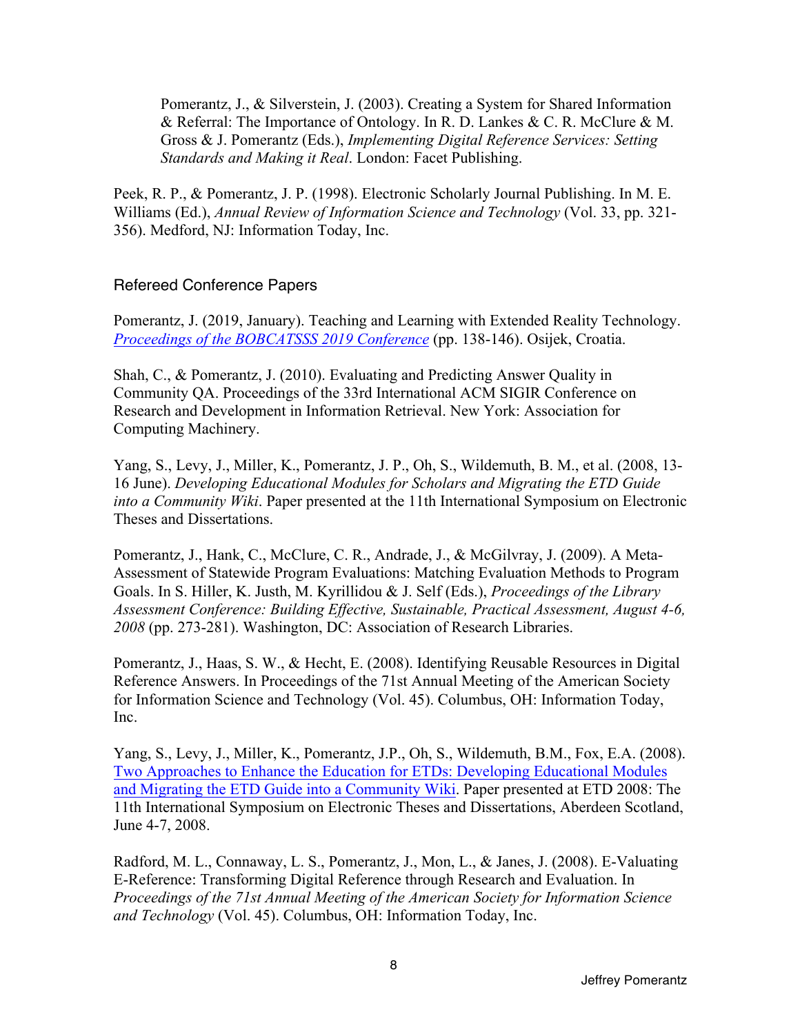Pomerantz, J., & Silverstein, J. (2003). Creating a System for Shared Information & Referral: The Importance of Ontology. In R. D. Lankes & C. R. McClure & M. Gross & J. Pomerantz (Eds.), *Implementing Digital Reference Services: Setting Standards and Making it Real*. London: Facet Publishing.

Peek, R. P., & Pomerantz, J. P. (1998). Electronic Scholarly Journal Publishing. In M. E. Williams (Ed.), *Annual Review of Information Science and Technology* (Vol. 33, pp. 321-356). Medford, NJ: Information Today, Inc.

## Refereed Conference Papers

Pomerantz, J. (2019, January). Teaching and Learning with Extended Reality Technology. *Proceedings of the BOBCATSSS 2019 Conference* (pp. 138-146). Osijek, Croatia.

Shah, C., & Pomerantz, J. (2010). Evaluating and Predicting Answer Quality in Community QA. Proceedings of the 33rd International ACM SIGIR Conference on Research and Development in Information Retrieval. New York: Association for Computing Machinery.

Yang, S., Levy, J., Miller, K., Pomerantz, J. P., Oh, S., Wildemuth, B. M., et al. (2008, 13-16 June). *Developing Educational Modules for Scholars and Migrating the ETD Guide into a Community Wiki*. Paper presented at the 11th International Symposium on Electronic Theses and Dissertations.

Pomerantz, J., Hank, C., McClure, C. R., Andrade, J., & McGilvray, J. (2009). A Meta-Assessment of Statewide Program Evaluations: Matching Evaluation Methods to Program Goals. In S. Hiller, K. Justh, M. Kyrillidou & J. Self (Eds.), *Proceedings of the Library Assessment Conference: Building Effective, Sustainable, Practical Assessment, August 4-6, 2008* (pp. 273-281). Washington, DC: Association of Research Libraries.

Pomerantz, J., Haas, S. W., & Hecht, E. (2008). Identifying Reusable Resources in Digital Reference Answers. In Proceedings of the 71st Annual Meeting of the American Society for Information Science and Technology (Vol. 45). Columbus, OH: Information Today, Inc.

Yang, S., Levy, J., Miller, K., Pomerantz, J.P., Oh, S., Wildemuth, B.M., Fox, E.A. (2008). Two Approaches to Enhance the Education for ETDs: Developing Educational Modules and Migrating the ETD Guide into a Community Wiki. Paper presented at ETD 2008: The 11th International Symposium on Electronic Theses and Dissertations, Aberdeen Scotland, June 4-7, 2008.

Radford, M. L., Connaway, L. S., Pomerantz, J., Mon, L., & Janes, J. (2008). E-Valuating E-Reference: Transforming Digital Reference through Research and Evaluation. In *Proceedings of the 71st Annual Meeting of the American Society for Information Science and Technology* (Vol. 45). Columbus, OH: Information Today, Inc.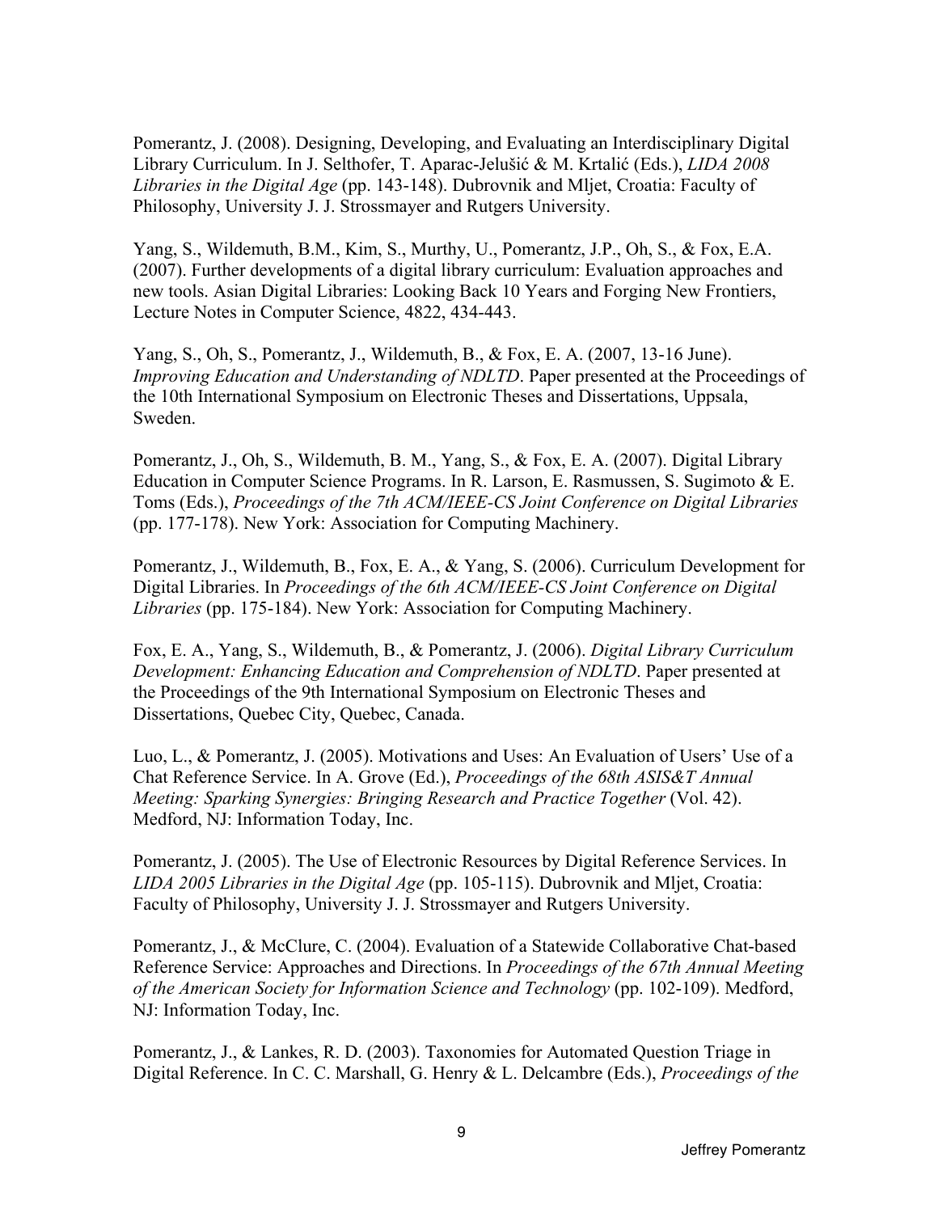Pomerantz, J. (2008). Designing, Developing, and Evaluating an Interdisciplinary Digital Library Curriculum. In J. Selthofer, T. Aparac-Jelušić & M. Krtalić (Eds.), *LIDA 2008 Libraries in the Digital Age* (pp. 143-148). Dubrovnik and Mljet, Croatia: Faculty of Philosophy, University J. J. Strossmayer and Rutgers University.

Yang, S., Wildemuth, B.M., Kim, S., Murthy, U., Pomerantz, J.P., Oh, S., & Fox, E.A. (2007). Further developments of a digital library curriculum: Evaluation approaches and new tools. Asian Digital Libraries: Looking Back 10 Years and Forging New Frontiers, Lecture Notes in Computer Science, 4822, 434-443.

Yang, S., Oh, S., Pomerantz, J., Wildemuth, B., & Fox, E. A. (2007, 13-16 June). *Improving Education and Understanding of NDLTD*. Paper presented at the Proceedings of the 10th International Symposium on Electronic Theses and Dissertations, Uppsala, Sweden.

Pomerantz, J., Oh, S., Wildemuth, B. M., Yang, S., & Fox, E. A. (2007). Digital Library Education in Computer Science Programs. In R. Larson, E. Rasmussen, S. Sugimoto & E. Toms (Eds.), *Proceedings of the 7th ACM/IEEE-CS Joint Conference on Digital Libraries* (pp. 177-178). New York: Association for Computing Machinery.

Pomerantz, J., Wildemuth, B., Fox, E. A., & Yang, S. (2006). Curriculum Development for Digital Libraries. In *Proceedings of the 6th ACM/IEEE-CS Joint Conference on Digital Libraries* (pp. 175-184). New York: Association for Computing Machinery.

Fox, E. A., Yang, S., Wildemuth, B., & Pomerantz, J. (2006). *Digital Library Curriculum Development: Enhancing Education and Comprehension of NDLTD*. Paper presented at the Proceedings of the 9th International Symposium on Electronic Theses and Dissertations, Quebec City, Quebec, Canada.

Luo, L., & Pomerantz, J. (2005). Motivations and Uses: An Evaluation of Users' Use of a Chat Reference Service. In A. Grove (Ed.), *Proceedings of the 68th ASIS&T Annual Meeting: Sparking Synergies: Bringing Research and Practice Together* (Vol. 42). Medford, NJ: Information Today, Inc.

Pomerantz, J. (2005). The Use of Electronic Resources by Digital Reference Services. In *LIDA 2005 Libraries in the Digital Age* (pp. 105-115). Dubrovnik and Mljet, Croatia: Faculty of Philosophy, University J. J. Strossmayer and Rutgers University.

Pomerantz, J., & McClure, C. (2004). Evaluation of a Statewide Collaborative Chat-based Reference Service: Approaches and Directions. In *Proceedings of the 67th Annual Meeting of the American Society for Information Science and Technology* (pp. 102-109). Medford, NJ: Information Today, Inc.

Pomerantz, J., & Lankes, R. D. (2003). Taxonomies for Automated Question Triage in Digital Reference. In C. C. Marshall, G. Henry & L. Delcambre (Eds.), *Proceedings of the*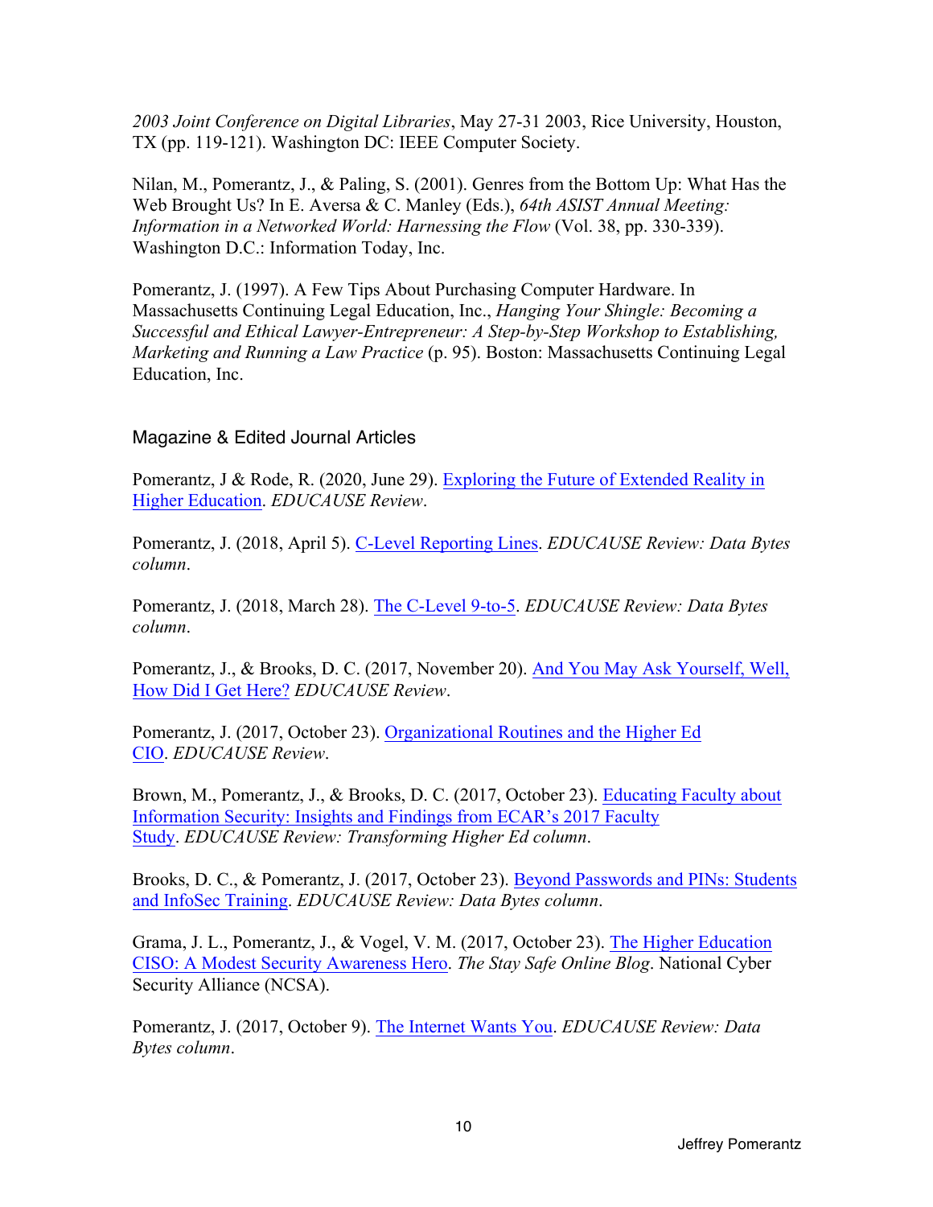*2003 Joint Conference on Digital Libraries*, May 27-31 2003, Rice University, Houston, TX (pp. 119-121). Washington DC: IEEE Computer Society.

Nilan, M., Pomerantz, J., & Paling, S. (2001). Genres from the Bottom Up: What Has the Web Brought Us? In E. Aversa & C. Manley (Eds.), *64th ASIST Annual Meeting: Information in a Networked World: Harnessing the Flow* (Vol. 38, pp. 330-339). Washington D.C.: Information Today, Inc.

Pomerantz, J. (1997). A Few Tips About Purchasing Computer Hardware. In Massachusetts Continuing Legal Education, Inc., *Hanging Your Shingle: Becoming a Successful and Ethical Lawyer-Entrepreneur: A Step-by-Step Workshop to Establishing, Marketing and Running a Law Practice* (p. 95). Boston: Massachusetts Continuing Legal Education, Inc.

## Magazine & Edited Journal Articles

Pomerantz, J & Rode, R. (2020, June 29). Exploring the Future of Extended Reality in Higher Education. *EDUCAUSE Review*.

Pomerantz, J. (2018, April 5). C-Level Reporting Lines. *EDUCAUSE Review: Data Bytes column*.

Pomerantz, J. (2018, March 28). The C-Level 9-to-5. *EDUCAUSE Review: Data Bytes column*.

Pomerantz, J., & Brooks, D. C. (2017, November 20). And You May Ask Yourself, Well, How Did I Get Here? *EDUCAUSE Review*.

Pomerantz, J. (2017, October 23). Organizational Routines and the Higher Ed CIO. *EDUCAUSE Review*.

Brown, M., Pomerantz, J., & Brooks, D. C. (2017, October 23). Educating Faculty about Information Security: Insights and Findings from ECAR's 2017 Faculty Study. *EDUCAUSE Review: Transforming Higher Ed column*.

Brooks, D. C., & Pomerantz, J. (2017, October 23). Beyond Passwords and PINs: Students and InfoSec Training. *EDUCAUSE Review: Data Bytes column*.

Grama, J. L., Pomerantz, J., & Vogel, V. M. (2017, October 23). The Higher Education CISO: A Modest Security Awareness Hero. *The Stay Safe Online Blog*. National Cyber Security Alliance (NCSA).

Pomerantz, J. (2017, October 9). The Internet Wants You. *EDUCAUSE Review: Data Bytes column*.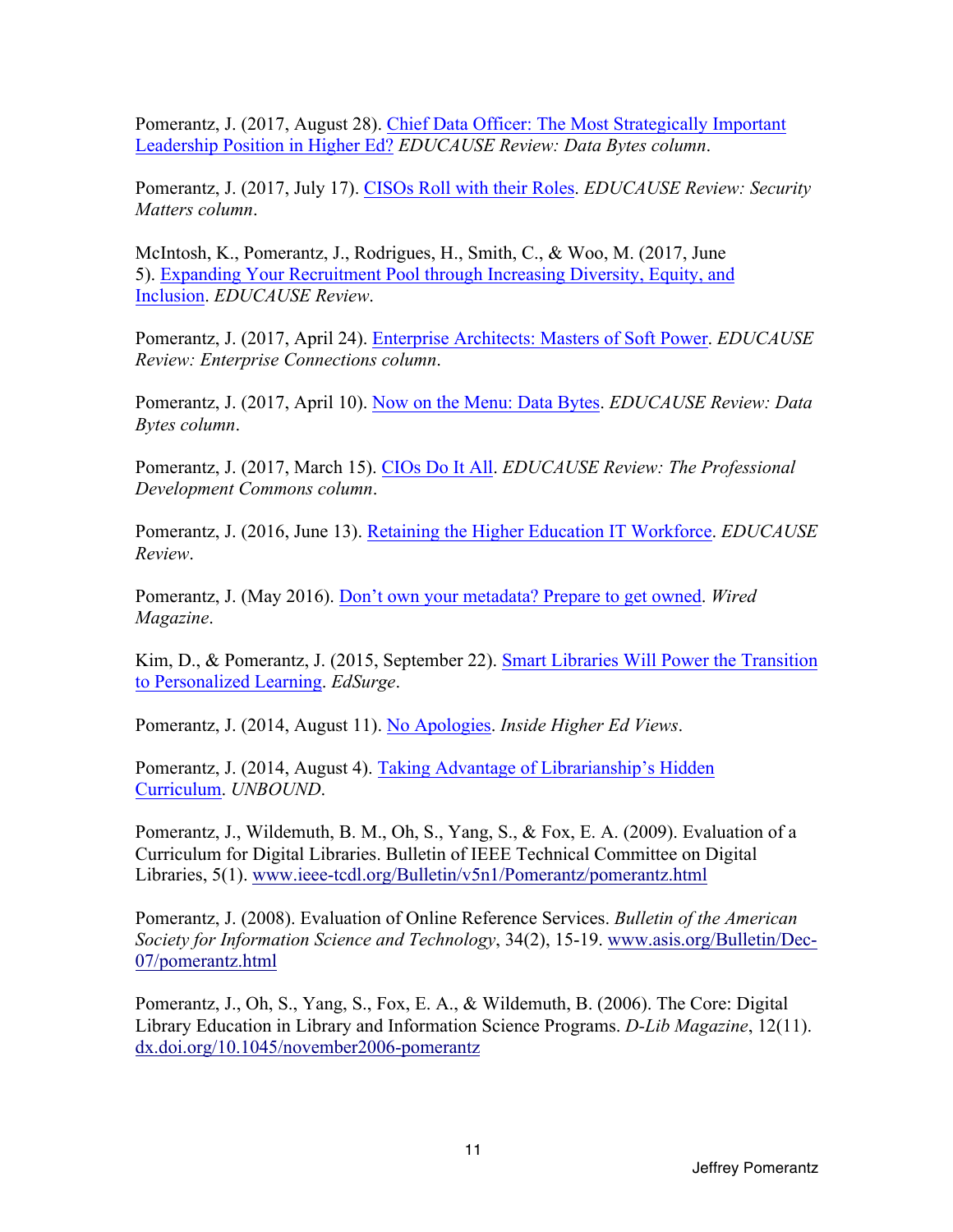Pomerantz, J. (2017, August 28). Chief Data Officer: The Most Strategically Important Leadership Position in Higher Ed? *EDUCAUSE Review: Data Bytes column*.

Pomerantz, J. (2017, July 17). CISOs Roll with their Roles. *EDUCAUSE Review: Security Matters column*.

McIntosh, K., Pomerantz, J., Rodrigues, H., Smith, C., & Woo, M. (2017, June 5). Expanding Your Recruitment Pool through Increasing Diversity, Equity, and Inclusion. *EDUCAUSE Review*.

Pomerantz, J. (2017, April 24). Enterprise Architects: Masters of Soft Power. *EDUCAUSE Review: Enterprise Connections column*.

Pomerantz, J. (2017, April 10). Now on the Menu: Data Bytes. *EDUCAUSE Review: Data Bytes column*.

Pomerantz, J. (2017, March 15). CIOs Do It All. *EDUCAUSE Review: The Professional Development Commons column*.

Pomerantz, J. (2016, June 13). Retaining the Higher Education IT Workforce. *EDUCAUSE Review*.

Pomerantz, J. (May 2016). Don't own your metadata? Prepare to get owned. *Wired Magazine*.

Kim, D., & Pomerantz, J. (2015, September 22). Smart Libraries Will Power the Transition to Personalized Learning. *EdSurge*.

Pomerantz, J. (2014, August 11). No Apologies. *Inside Higher Ed Views*.

Pomerantz, J. (2014, August 4). Taking Advantage of Librarianship's Hidden Curriculum. *UNBOUND*.

Pomerantz, J., Wildemuth, B. M., Oh, S., Yang, S., & Fox, E. A. (2009). Evaluation of a Curriculum for Digital Libraries. Bulletin of IEEE Technical Committee on Digital Libraries, 5(1). www.ieee-tcdl.org/Bulletin/v5n1/Pomerantz/pomerantz.html

Pomerantz, J. (2008). Evaluation of Online Reference Services. *Bulletin of the American Society for Information Science and Technology*, 34(2), 15-19. www.asis.org/Bulletin/Dec-07/pomerantz.html

Pomerantz, J., Oh, S., Yang, S., Fox, E. A., & Wildemuth, B. (2006). The Core: Digital Library Education in Library and Information Science Programs. *D-Lib Magazine*, 12(11). dx.doi.org/10.1045/november2006-pomerantz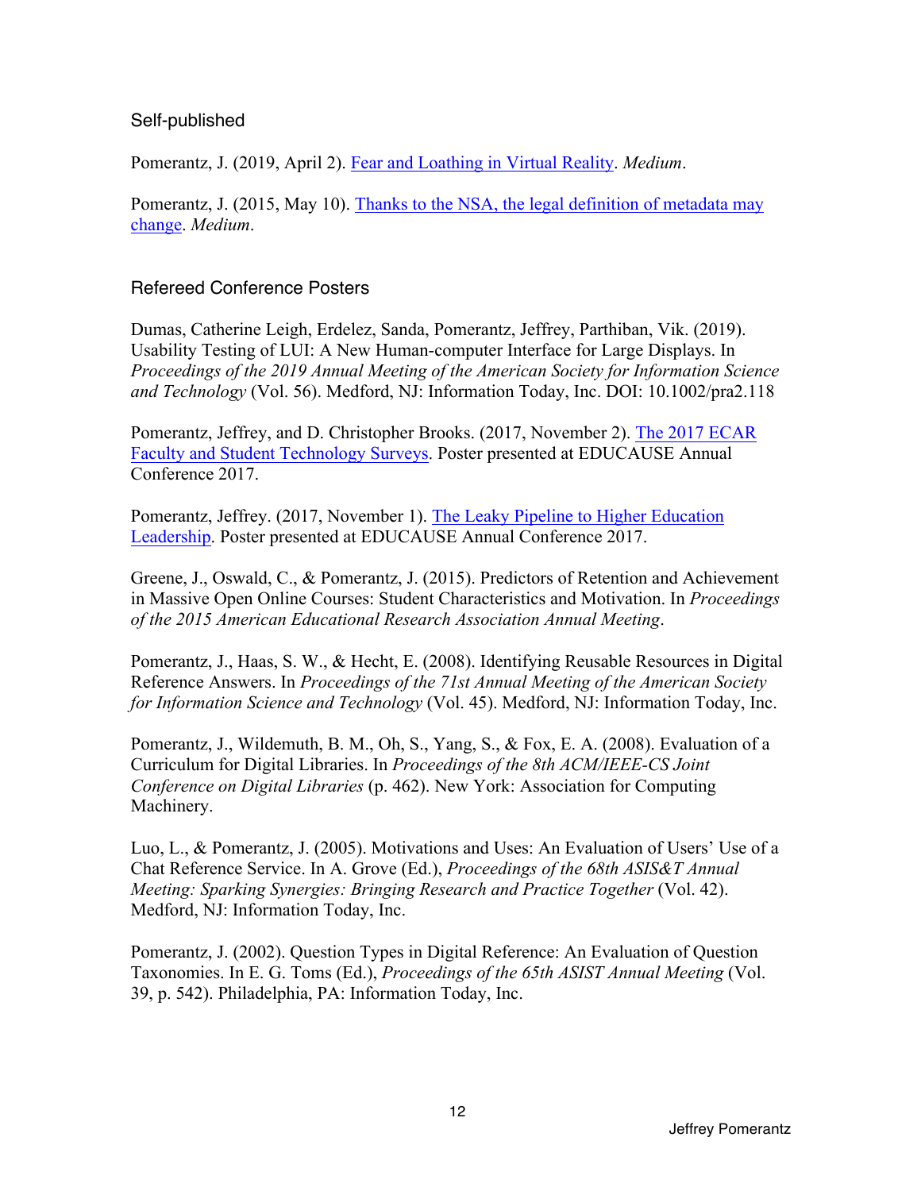## Self-published

Pomerantz, J. (2019, April 2). Fear and Loathing in Virtual Reality. *Medium*.

Pomerantz, J. (2015, May 10). Thanks to the NSA, the legal definition of metadata may change. *Medium*.

## Refereed Conference Posters

Dumas, Catherine Leigh, Erdelez, Sanda, Pomerantz, Jeffrey, Parthiban, Vik. (2019). Usability Testing of LUI: A New Human-computer Interface for Large Displays. In *Proceedings of the 2019 Annual Meeting of the American Society for Information Science and Technology* (Vol. 56). Medford, NJ: Information Today, Inc. DOI: 10.1002/pra2.118

Pomerantz, Jeffrey, and D. Christopher Brooks. (2017, November 2). The 2017 ECAR Faculty and Student Technology Surveys. Poster presented at EDUCAUSE Annual Conference 2017.

Pomerantz, Jeffrey. (2017, November 1). The Leaky Pipeline to Higher Education Leadership. Poster presented at EDUCAUSE Annual Conference 2017.

Greene, J., Oswald, C., & Pomerantz, J. (2015). Predictors of Retention and Achievement in Massive Open Online Courses: Student Characteristics and Motivation. In *Proceedings of the 2015 American Educational Research Association Annual Meeting*.

Pomerantz, J., Haas, S. W., & Hecht, E. (2008). Identifying Reusable Resources in Digital Reference Answers. In *Proceedings of the 71st Annual Meeting of the American Society for Information Science and Technology* (Vol. 45). Medford, NJ: Information Today, Inc.

Pomerantz, J., Wildemuth, B. M., Oh, S., Yang, S., & Fox, E. A. (2008). Evaluation of a Curriculum for Digital Libraries. In *Proceedings of the 8th ACM/IEEE-CS Joint Conference on Digital Libraries* (p. 462). New York: Association for Computing Machinery.

Luo, L., & Pomerantz, J. (2005). Motivations and Uses: An Evaluation of Users' Use of a Chat Reference Service. In A. Grove (Ed.), *Proceedings of the 68th ASIS&T Annual Meeting: Sparking Synergies: Bringing Research and Practice Together* (Vol. 42). Medford, NJ: Information Today, Inc.

Pomerantz, J. (2002). Question Types in Digital Reference: An Evaluation of Question Taxonomies. In E. G. Toms (Ed.), *Proceedings of the 65th ASIST Annual Meeting* (Vol. 39, p. 542). Philadelphia, PA: Information Today, Inc.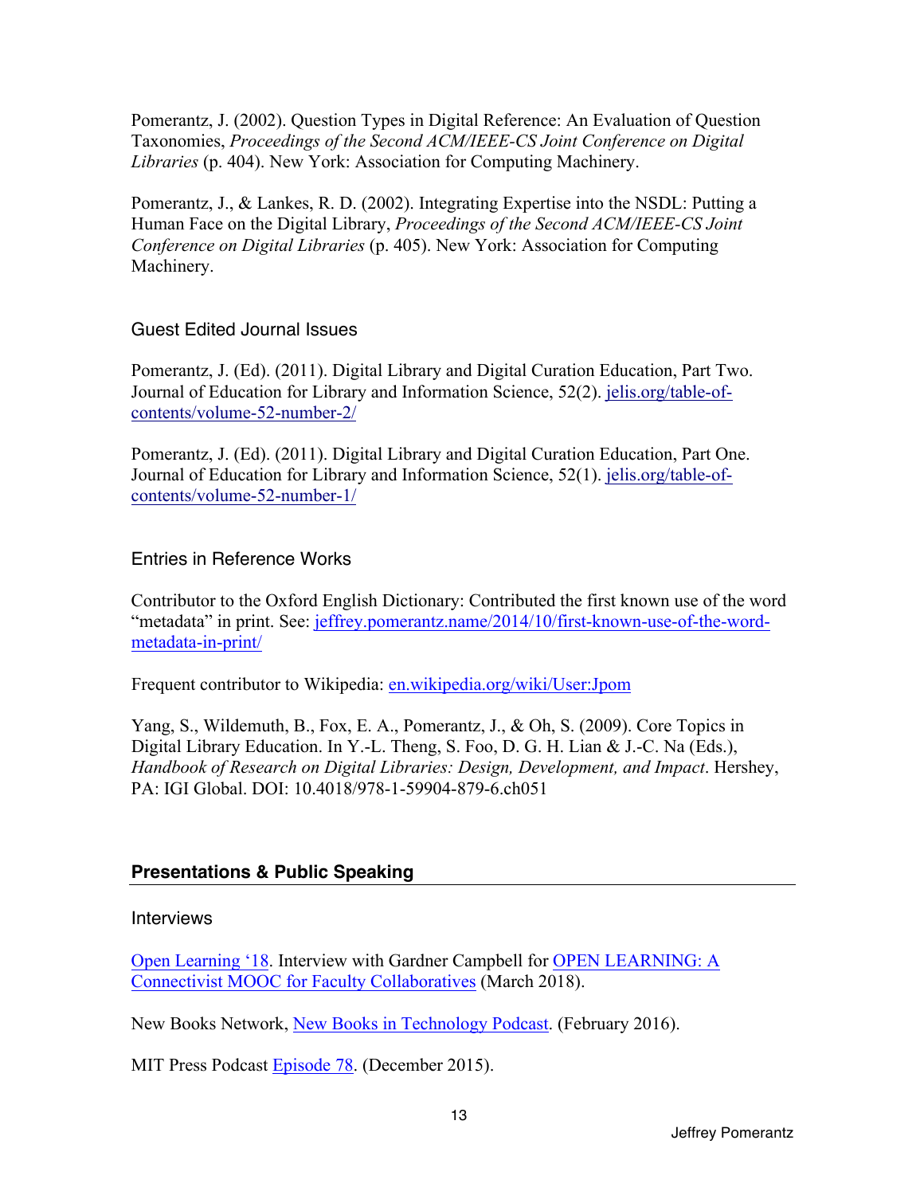Pomerantz, J. (2002). Question Types in Digital Reference: An Evaluation of Question Taxonomies, *Proceedings of the Second ACM/IEEE-CS Joint Conference on Digital Libraries* (p. 404). New York: Association for Computing Machinery.

Pomerantz, J., & Lankes, R. D. (2002). Integrating Expertise into the NSDL: Putting a Human Face on the Digital Library, *Proceedings of the Second ACM/IEEE-CS Joint Conference on Digital Libraries* (p. 405). New York: Association for Computing Machinery.

### Guest Edited Journal Issues

Pomerantz, J. (Ed). (2011). Digital Library and Digital Curation Education, Part Two. Journal of Education for Library and Information Science, 52(2). [jelis.org/table-of-contents/volume-52-number-2/](jelis.org/table-of-contents/volume-52-number-2/)

Pomerantz, J. (Ed). (2011). Digital Library and Digital Curation Education, Part One. Journal of Education for Library and Information Science, 52(1). [jelis.org/table-of-contents/volume-52-number-1/](jelis.org/table-of-contents/volume-52-number-1/)

### Entries in Reference Works

Contributor to the Oxford English Dictionary: Contributed the first known use of the word "metadata" in print. See: [jeffrey.pomerantz.name/2014/10/first-known-use-of-the-word-metadata-in-print/](jeffrey.pomerantz.name/2014/10/first-known-use-of-the-word-metadata-in-print/)

Frequent contributor to Wikipedia: [en.wikipedia.org/wiki/User:Jpom](en.wikipedia.org/wiki/User:Jpom)

Yang, S., Wildemuth, B., Fox, E. A., Pomerantz, J., & Oh, S. (2009). Core Topics in Digital Library Education. In Y.-L. Theng, S. Foo, D. G. H. Lian & J.-C. Na (Eds.), *Handbook of Research on Digital Libraries: Design, Development, and Impact*. Hershey, PA: IGI Global. DOI: 10.4018/978-1-59904-879-6.ch051

## Presentations & Public Speaking

### Interviews

Open Learning '18. Interview with Gardner Campbell for OPEN LEARNING: A Connectivist MOOC for Faculty Collaboratives (March 2018).

New Books Network, New Books in Technology Podcast. (February 2016).

MIT Press Podcast Episode 78. (December 2015).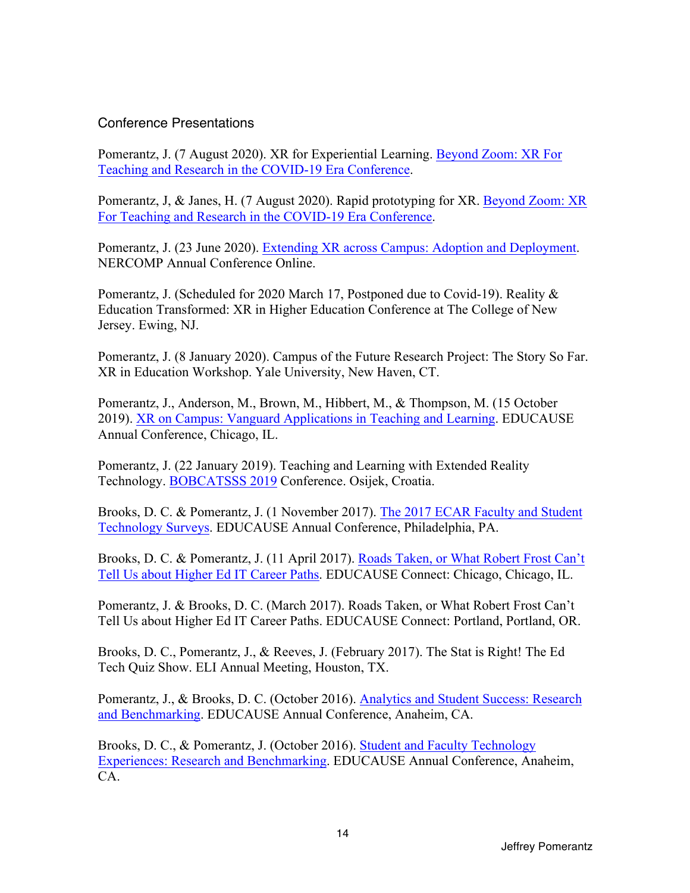## Conference Presentations

Pomerantz, J. (7 August 2020). XR for Experiential Learning. Beyond Zoom: XR For Teaching and Research in the COVID-19 Era Conference.

Pomerantz, J, & Janes, H. (7 August 2020). Rapid prototyping for XR. Beyond Zoom: XR For Teaching and Research in the COVID-19 Era Conference.

Pomerantz, J. (23 June 2020). Extending XR across Campus: Adoption and Deployment. NERCOMP Annual Conference Online.

Pomerantz, J. (Scheduled for 2020 March 17, Postponed due to Covid-19). Reality & Education Transformed: XR in Higher Education Conference at The College of New Jersey. Ewing, NJ.

Pomerantz, J. (8 January 2020). Campus of the Future Research Project: The Story So Far. XR in Education Workshop. Yale University, New Haven, CT.

Pomerantz, J., Anderson, M., Brown, M., Hibbert, M., & Thompson, M. (15 October 2019). XR on Campus: Vanguard Applications in Teaching and Learning. EDUCAUSE Annual Conference, Chicago, IL.

Pomerantz, J. (22 January 2019). Teaching and Learning with Extended Reality Technology. BOBCATSSS 2019 Conference. Osijek, Croatia.

Brooks, D. C. & Pomerantz, J. (1 November 2017). The 2017 ECAR Faculty and Student Technology Surveys. EDUCAUSE Annual Conference, Philadelphia, PA.

Brooks, D. C. & Pomerantz, J. (11 April 2017). Roads Taken, or What Robert Frost Can't Tell Us about Higher Ed IT Career Paths. EDUCAUSE Connect: Chicago, Chicago, IL.

Pomerantz, J. & Brooks, D. C. (March 2017). Roads Taken, or What Robert Frost Can't Tell Us about Higher Ed IT Career Paths. EDUCAUSE Connect: Portland, Portland, OR.

Brooks, D. C., Pomerantz, J., & Reeves, J. (February 2017). The Stat is Right! The Ed Tech Quiz Show. ELI Annual Meeting, Houston, TX.

Pomerantz, J., & Brooks, D. C. (October 2016). Analytics and Student Success: Research and Benchmarking. EDUCAUSE Annual Conference, Anaheim, CA.

Brooks, D. C., & Pomerantz, J. (October 2016). Student and Faculty Technology Experiences: Research and Benchmarking. EDUCAUSE Annual Conference, Anaheim, CA.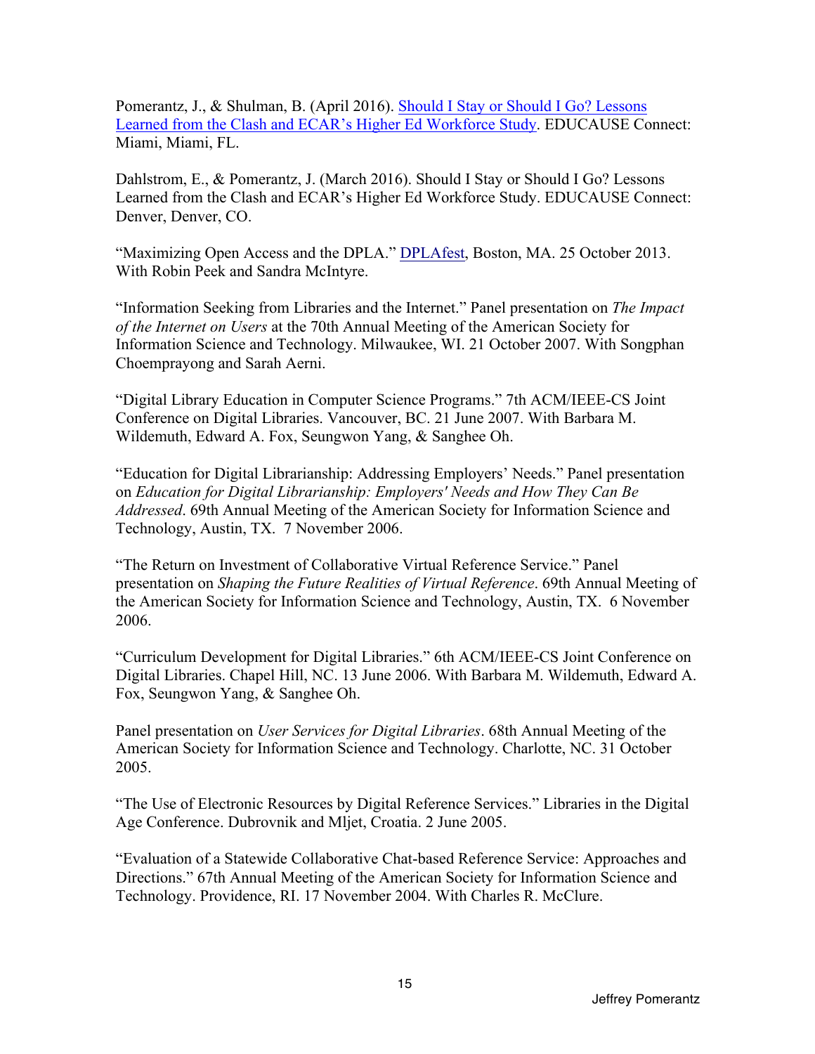Pomerantz, J., & Shulman, B. (April 2016). Should I Stay or Should I Go? Lessons Learned from the Clash and ECAR's Higher Ed Workforce Study. EDUCAUSE Connect: Miami, Miami, FL.

Dahlstrom, E., & Pomerantz, J. (March 2016). Should I Stay or Should I Go? Lessons Learned from the Clash and ECAR's Higher Ed Workforce Study. EDUCAUSE Connect: Denver, Denver, CO.

"Maximizing Open Access and the DPLA." DPLAfest, Boston, MA. 25 October 2013. With Robin Peek and Sandra McIntyre.

"Information Seeking from Libraries and the Internet." Panel presentation on *The Impact of the Internet on Users* at the 70th Annual Meeting of the American Society for Information Science and Technology. Milwaukee, WI. 21 October 2007. With Songphan Choemprayong and Sarah Aerni.

"Digital Library Education in Computer Science Programs." 7th ACM/IEEE-CS Joint Conference on Digital Libraries. Vancouver, BC. 21 June 2007. With Barbara M. Wildemuth, Edward A. Fox, Seungwon Yang, & Sanghee Oh.

"Education for Digital Librarianship: Addressing Employers' Needs." Panel presentation on *Education for Digital Librarianship: Employers' Needs and How They Can Be Addressed*. 69th Annual Meeting of the American Society for Information Science and Technology, Austin, TX. 7 November 2006.

"The Return on Investment of Collaborative Virtual Reference Service." Panel presentation on *Shaping the Future Realities of Virtual Reference*. 69th Annual Meeting of the American Society for Information Science and Technology, Austin, TX. 6 November 2006.

"Curriculum Development for Digital Libraries." 6th ACM/IEEE-CS Joint Conference on Digital Libraries. Chapel Hill, NC. 13 June 2006. With Barbara M. Wildemuth, Edward A. Fox, Seungwon Yang, & Sanghee Oh.

Panel presentation on *User Services for Digital Libraries*. 68th Annual Meeting of the American Society for Information Science and Technology. Charlotte, NC. 31 October 2005.

"The Use of Electronic Resources by Digital Reference Services." Libraries in the Digital Age Conference. Dubrovnik and Mljet, Croatia. 2 June 2005.

"Evaluation of a Statewide Collaborative Chat-based Reference Service: Approaches and Directions." 67th Annual Meeting of the American Society for Information Science and Technology. Providence, RI. 17 November 2004. With Charles R. McClure.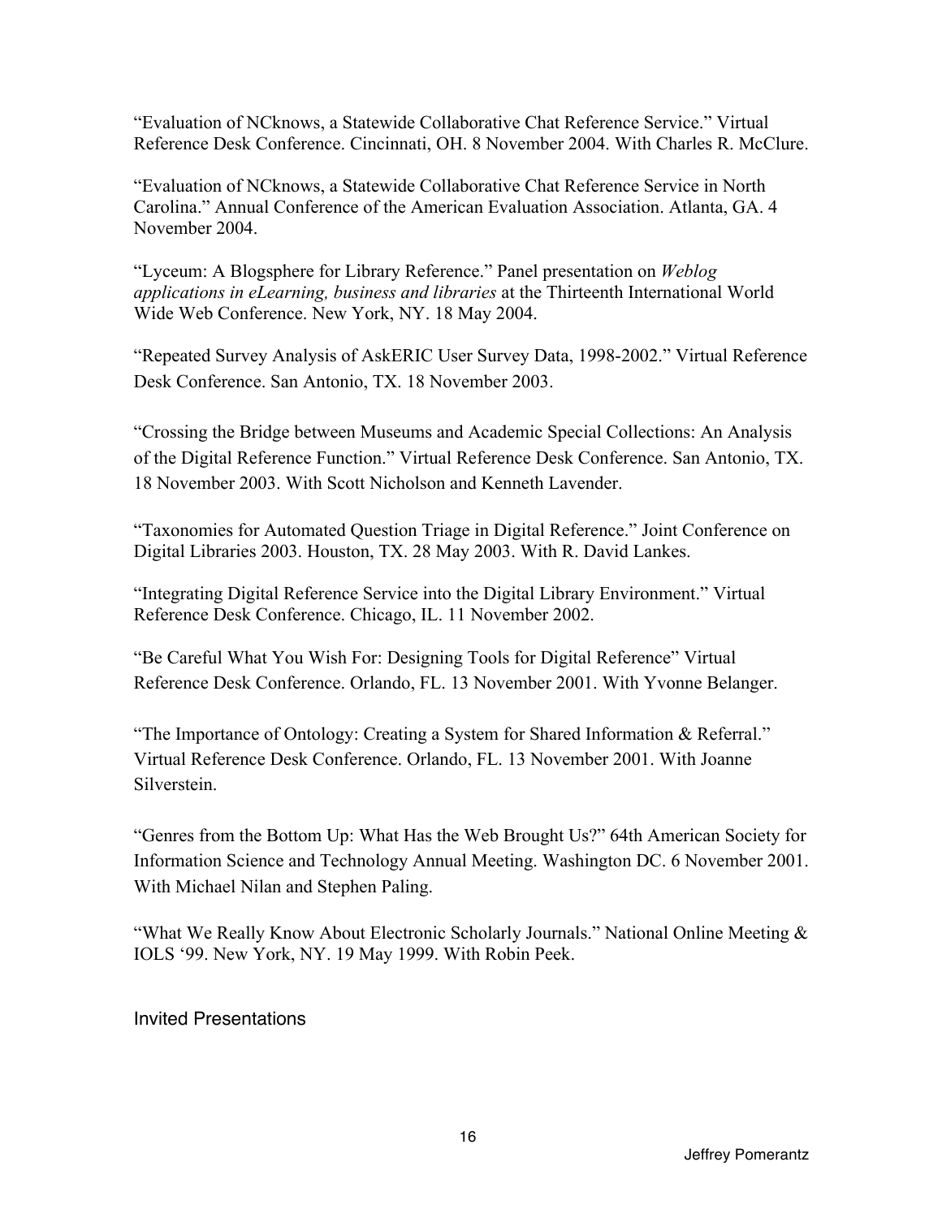"Evaluation of NCknows, a Statewide Collaborative Chat Reference Service." Virtual Reference Desk Conference. Cincinnati, OH. 8 November 2004. With Charles R. McClure.

"Evaluation of NCknows, a Statewide Collaborative Chat Reference Service in North Carolina." Annual Conference of the American Evaluation Association. Atlanta, GA. 4 November 2004.

"Lyceum: A Blogsphere for Library Reference." Panel presentation on *Weblog applications in eLearning, business and libraries* at the Thirteenth International World Wide Web Conference. New York, NY. 18 May 2004.

"Repeated Survey Analysis of AskERIC User Survey Data, 1998-2002." Virtual Reference Desk Conference. San Antonio, TX. 18 November 2003.

"Crossing the Bridge between Museums and Academic Special Collections: An Analysis of the Digital Reference Function." Virtual Reference Desk Conference. San Antonio, TX. 18 November 2003. With Scott Nicholson and Kenneth Lavender.

"Taxonomies for Automated Question Triage in Digital Reference." Joint Conference on Digital Libraries 2003. Houston, TX. 28 May 2003. With R. David Lankes.

"Integrating Digital Reference Service into the Digital Library Environment." Virtual Reference Desk Conference. Chicago, IL. 11 November 2002.

"Be Careful What You Wish For: Designing Tools for Digital Reference" Virtual Reference Desk Conference. Orlando, FL. 13 November 2001. With Yvonne Belanger.

"The Importance of Ontology: Creating a System for Shared Information & Referral." Virtual Reference Desk Conference. Orlando, FL. 13 November 2001. With Joanne Silverstein.

"Genres from the Bottom Up: What Has the Web Brought Us?" 64th American Society for Information Science and Technology Annual Meeting. Washington DC. 6 November 2001. With Michael Nilan and Stephen Paling.

"What We Really Know About Electronic Scholarly Journals." National Online Meeting & IOLS '99. New York, NY. 19 May 1999. With Robin Peek.

## Invited Presentations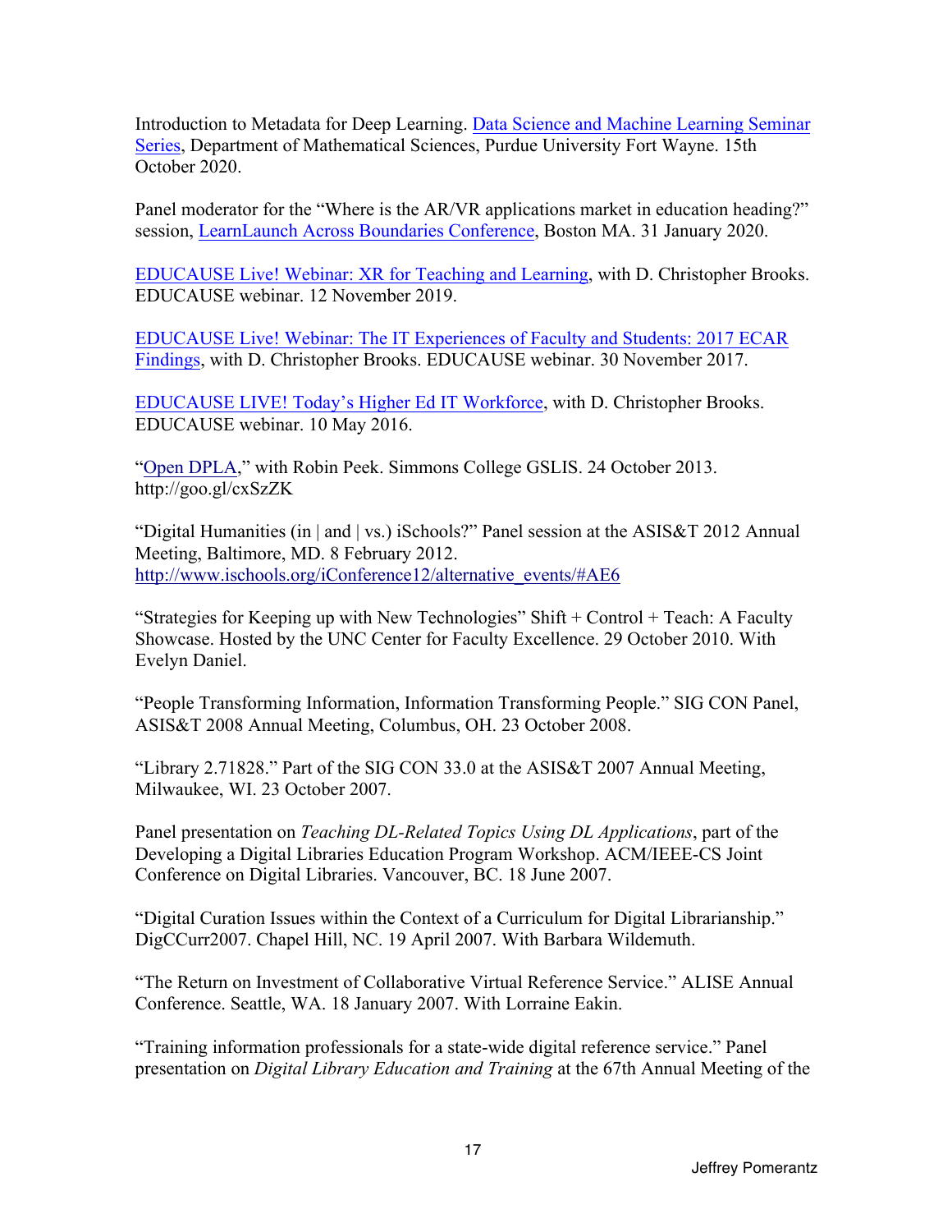Introduction to Metadata for Deep Learning. Data Science and Machine Learning Seminar Series, Department of Mathematical Sciences, Purdue University Fort Wayne. 15th October 2020.

Panel moderator for the "Where is the AR/VR applications market in education heading?" session, LearnLaunch Across Boundaries Conference, Boston MA. 31 January 2020.

EDUCAUSE Live! Webinar: XR for Teaching and Learning, with D. Christopher Brooks. EDUCAUSE webinar. 12 November 2019.

EDUCAUSE Live! Webinar: The IT Experiences of Faculty and Students: 2017 ECAR Findings, with D. Christopher Brooks. EDUCAUSE webinar. 30 November 2017.

EDUCAUSE LIVE! Today's Higher Ed IT Workforce, with D. Christopher Brooks. EDUCAUSE webinar. 10 May 2016.

"Open DPLA," with Robin Peek. Simmons College GSLIS. 24 October 2013. http://goo.gl/cxSzZK

"Digital Humanities (in | and | vs.) iSchools?" Panel session at the ASIS&T 2012 Annual Meeting, Baltimore, MD. 8 February 2012. http://www.ischools.org/iConference12/alternative_events/#AE6

"Strategies for Keeping up with New Technologies" Shift + Control + Teach: A Faculty Showcase. Hosted by the UNC Center for Faculty Excellence. 29 October 2010. With Evelyn Daniel.

"People Transforming Information, Information Transforming People." SIG CON Panel, ASIS&T 2008 Annual Meeting, Columbus, OH. 23 October 2008.

"Library 2.71828." Part of the SIG CON 33.0 at the ASIS&T 2007 Annual Meeting, Milwaukee, WI. 23 October 2007.

Panel presentation on *Teaching DL-Related Topics Using DL Applications*, part of the Developing a Digital Libraries Education Program Workshop. ACM/IEEE-CS Joint Conference on Digital Libraries. Vancouver, BC. 18 June 2007.

"Digital Curation Issues within the Context of a Curriculum for Digital Librarianship." DigCCurr2007. Chapel Hill, NC. 19 April 2007. With Barbara Wildemuth.

"The Return on Investment of Collaborative Virtual Reference Service." ALISE Annual Conference. Seattle, WA. 18 January 2007. With Lorraine Eakin.

"Training information professionals for a state-wide digital reference service." Panel presentation on *Digital Library Education and Training* at the 67th Annual Meeting of the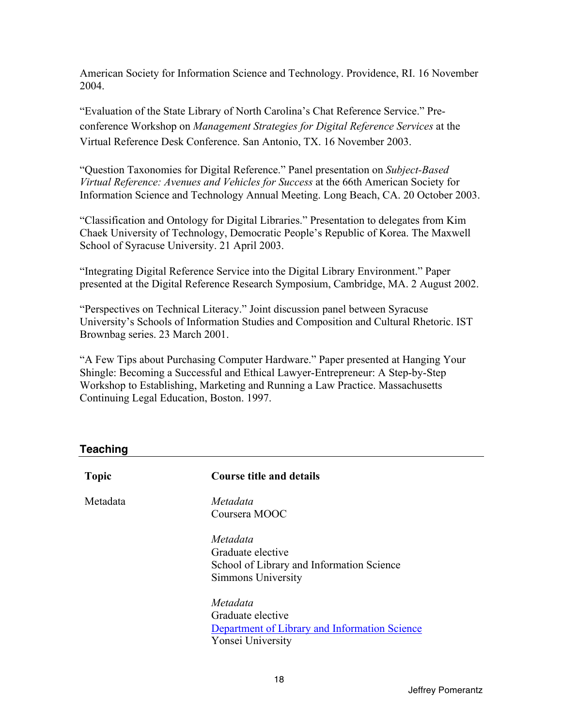American Society for Information Science and Technology. Providence, RI. 16 November 2004.

"Evaluation of the State Library of North Carolina's Chat Reference Service." Pre-conference Workshop on *Management Strategies for Digital Reference Services* at the Virtual Reference Desk Conference. San Antonio, TX. 16 November 2003.

"Question Taxonomies for Digital Reference." Panel presentation on *Subject-Based Virtual Reference: Avenues and Vehicles for Success* at the 66th American Society for Information Science and Technology Annual Meeting. Long Beach, CA. 20 October 2003.

"Classification and Ontology for Digital Libraries." Presentation to delegates from Kim Chaek University of Technology, Democratic People's Republic of Korea. The Maxwell School of Syracuse University. 21 April 2003.

"Integrating Digital Reference Service into the Digital Library Environment." Paper presented at the Digital Reference Research Symposium, Cambridge, MA. 2 August 2002.

"Perspectives on Technical Literacy." Joint discussion panel between Syracuse University's Schools of Information Studies and Composition and Cultural Rhetoric. IST Brownbag series. 23 March 2001.

"A Few Tips about Purchasing Computer Hardware." Paper presented at Hanging Your Shingle: Becoming a Successful and Ethical Lawyer-Entrepreneur: A Step-by-Step Workshop to Establishing, Marketing and Running a Law Practice. Massachusetts Continuing Legal Education, Boston. 1997.

## Teaching

| Topic | Course title and details |
|---|---|
| Metadata | *Metadata*<br>Coursera MOOC |
| | *Metadata*<br>Graduate elective<br>School of Library and Information Science<br>Simmons University |
| | *Metadata*<br>Graduate elective<br>Department of Library and Information Science<br>Yonsei University |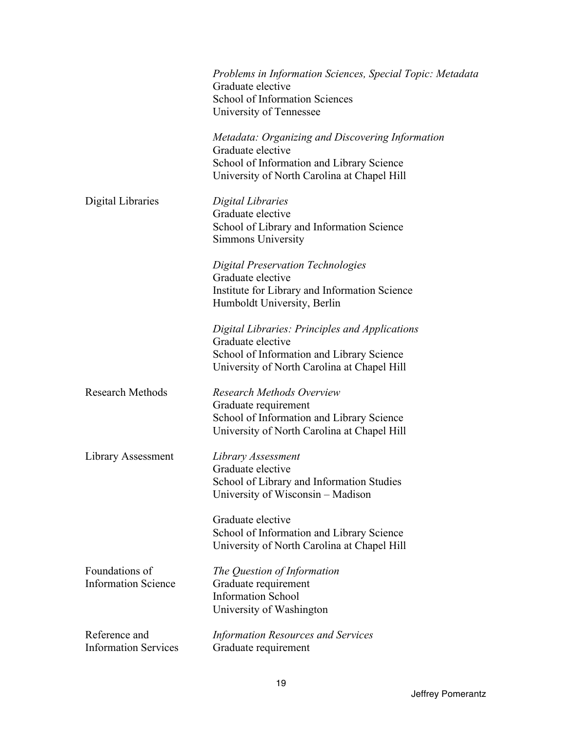| | |
|---|---|
| | *Problems in Information Sciences, Special Topic: Metadata*<br>Graduate elective<br>School of Information Sciences<br>University of Tennessee |
| | *Metadata: Organizing and Discovering Information*<br>Graduate elective<br>School of Information and Library Science<br>University of North Carolina at Chapel Hill |
| Digital Libraries | *Digital Libraries*<br>Graduate elective<br>School of Library and Information Science<br>Simmons University |
| | *Digital Preservation Technologies*<br>Graduate elective<br>Institute for Library and Information Science<br>Humboldt University, Berlin |
| | *Digital Libraries: Principles and Applications*<br>Graduate elective<br>School of Information and Library Science<br>University of North Carolina at Chapel Hill |
| Research Methods | *Research Methods Overview*<br>Graduate requirement<br>School of Information and Library Science<br>University of North Carolina at Chapel Hill |
| Library Assessment | *Library Assessment*<br>Graduate elective<br>School of Library and Information Studies<br>University of Wisconsin – Madison |
| | Graduate elective<br>School of Information and Library Science<br>University of North Carolina at Chapel Hill |
| Foundations of Information Science | *The Question of Information*<br>Graduate requirement<br>Information School<br>University of Washington |
| Reference and Information Services | *Information Resources and Services*<br>Graduate requirement |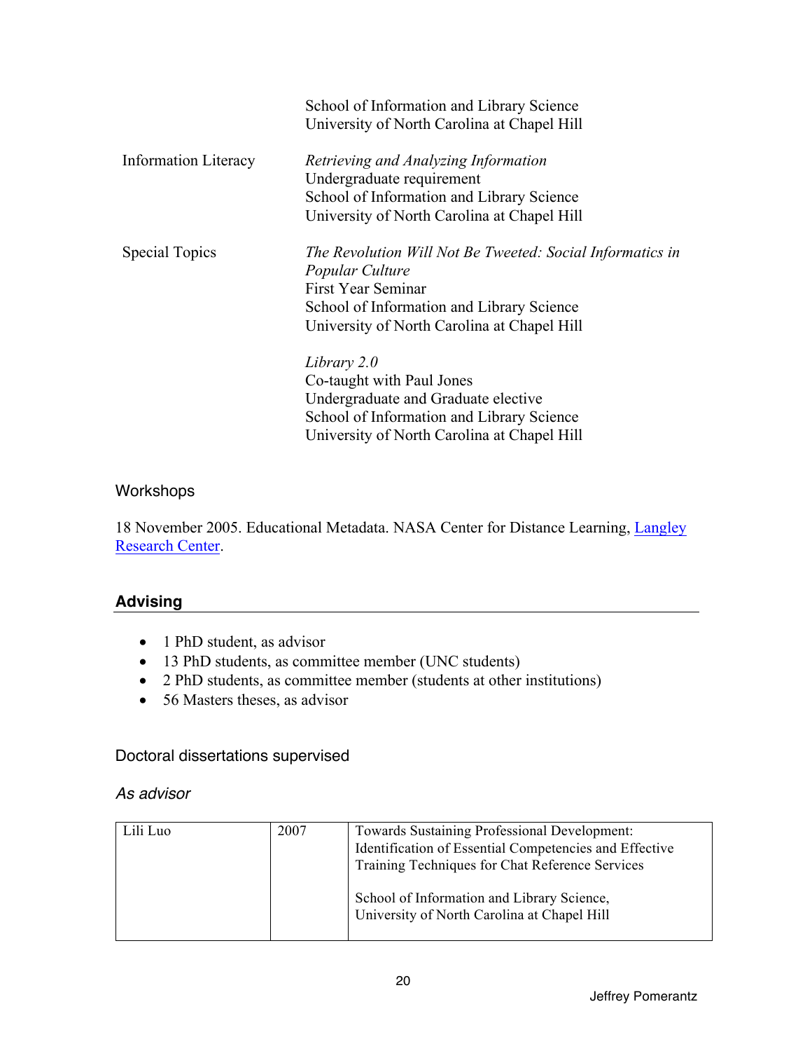| | |
|---|---|
| | School of Information and Library Science<br>University of North Carolina at Chapel Hill |
| Information Literacy | *Retrieving and Analyzing Information*<br>Undergraduate requirement<br>School of Information and Library Science<br>University of North Carolina at Chapel Hill |
| Special Topics | *The Revolution Will Not Be Tweeted: Social Informatics in Popular Culture*<br>First Year Seminar<br>School of Information and Library Science<br>University of North Carolina at Chapel Hill |
| | *Library 2.0*<br>Co-taught with Paul Jones<br>Undergraduate and Graduate elective<br>School of Information and Library Science<br>University of North Carolina at Chapel Hill |

### Workshops

18 November 2005. Educational Metadata. NASA Center for Distance Learning, [Langley Research Center](Langley Research Center).

## Advising

- 1 PhD student, as advisor
- 13 PhD students, as committee member (UNC students)
- 2 PhD students, as committee member (students at other institutions)
- 56 Masters theses, as advisor

### Doctoral dissertations supervised

#### *As advisor*

| | | |
|---|---|---|
| Lili Luo | 2007 | Towards Sustaining Professional Development: Identification of Essential Competencies and Effective Training Techniques for Chat Reference Services<br><br>School of Information and Library Science, University of North Carolina at Chapel Hill |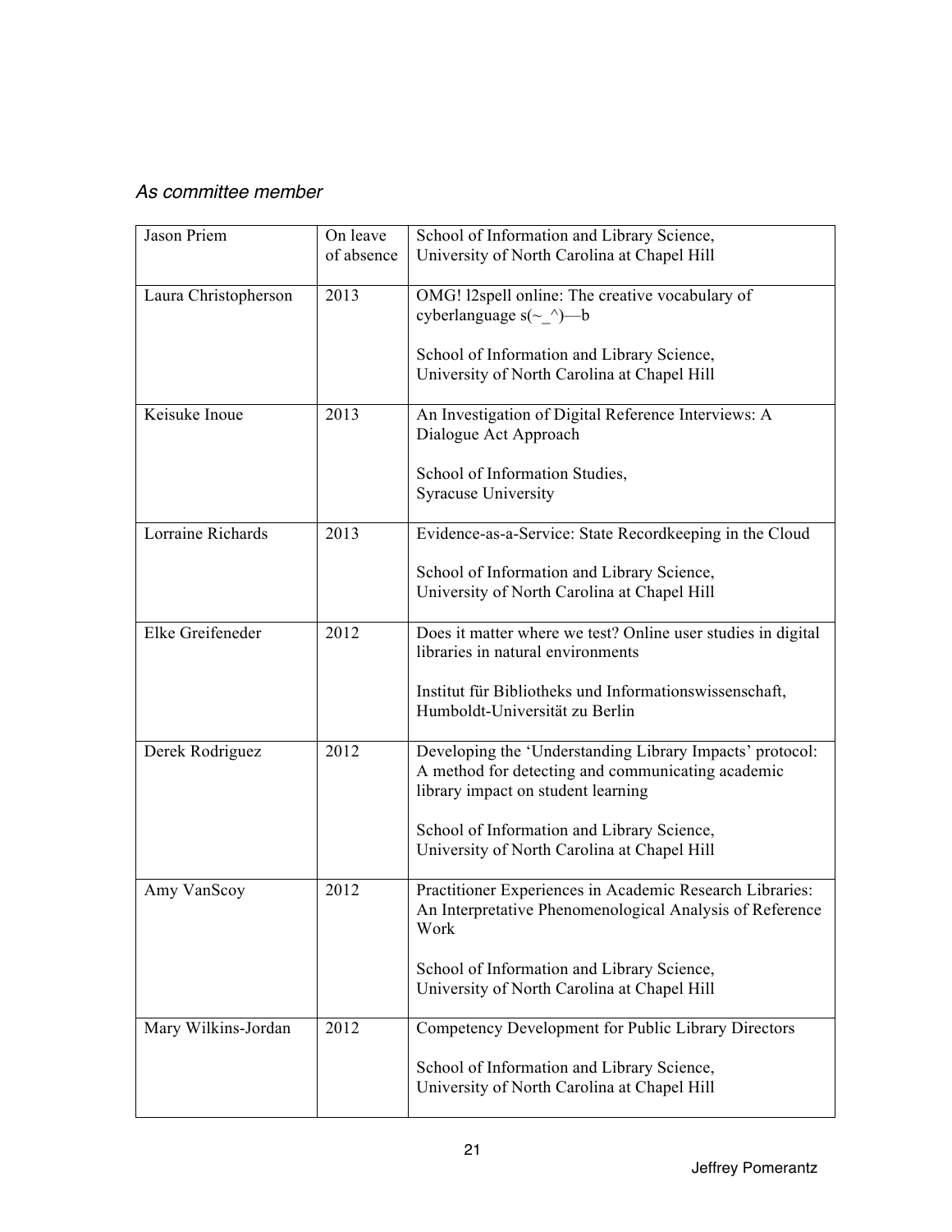*As committee member*

| | | |
|---|---|---|
| Jason Priem | On leave of absence | School of Information and Library Science, University of North Carolina at Chapel Hill |
| Laura Christopherson | 2013 | OMG! l2spell online: The creative vocabulary of cyberlanguage s(~_^)—b<br><br>School of Information and Library Science, University of North Carolina at Chapel Hill |
| Keisuke Inoue | 2013 | An Investigation of Digital Reference Interviews: A Dialogue Act Approach<br><br>School of Information Studies, Syracuse University |
| Lorraine Richards | 2013 | Evidence-as-a-Service: State Recordkeeping in the Cloud<br><br>School of Information and Library Science, University of North Carolina at Chapel Hill |
| Elke Greifeneder | 2012 | Does it matter where we test? Online user studies in digital libraries in natural environments<br><br>Institut für Bibliotheks und Informationswissenschaft, Humboldt-Universität zu Berlin |
| Derek Rodriguez | 2012 | Developing the 'Understanding Library Impacts' protocol: A method for detecting and communicating academic library impact on student learning<br><br>School of Information and Library Science, University of North Carolina at Chapel Hill |
| Amy VanScoy | 2012 | Practitioner Experiences in Academic Research Libraries: An Interpretative Phenomenological Analysis of Reference Work<br><br>School of Information and Library Science, University of North Carolina at Chapel Hill |
| Mary Wilkins-Jordan | 2012 | Competency Development for Public Library Directors<br><br>School of Information and Library Science, University of North Carolina at Chapel Hill |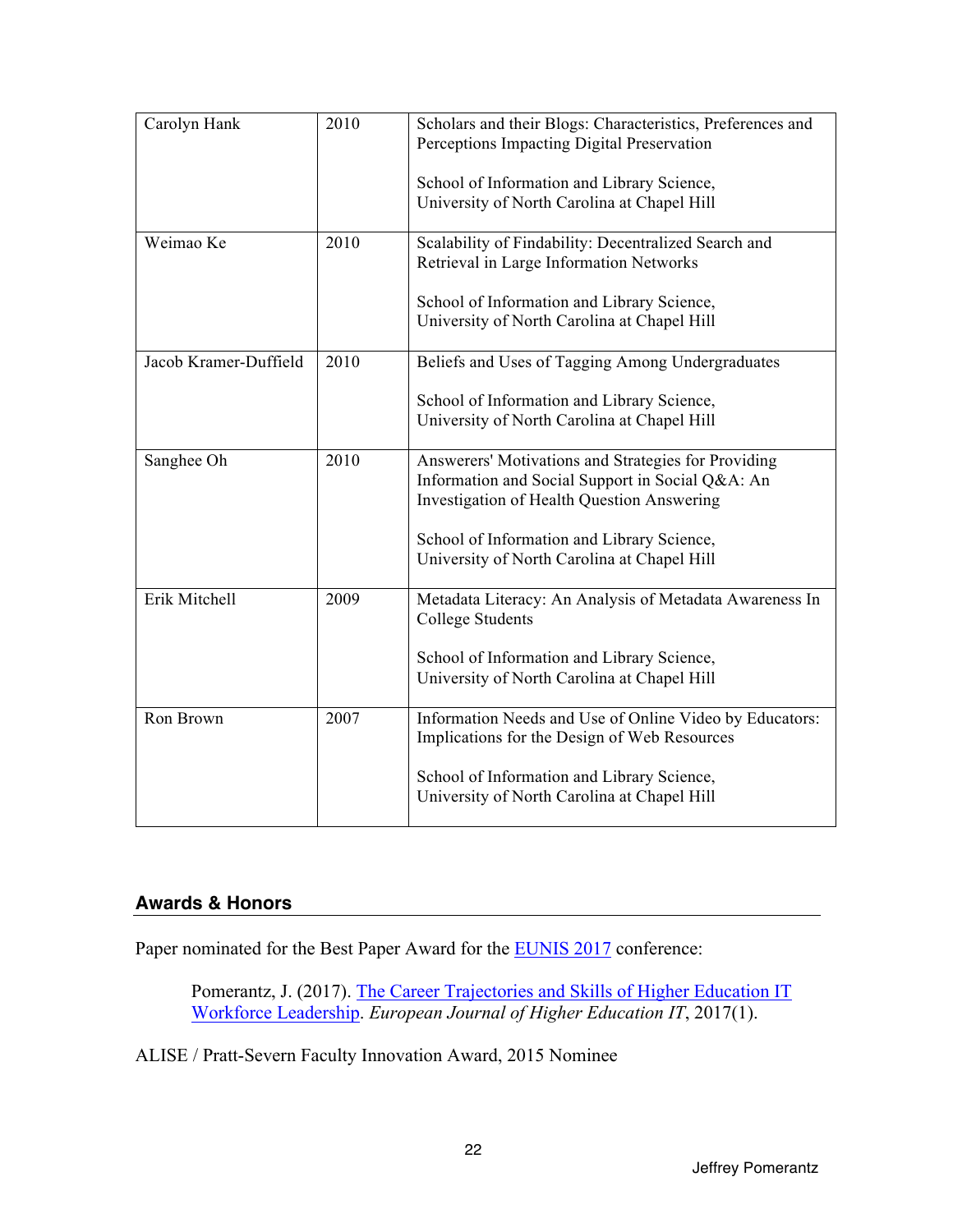| | | |
|---|---|---|
| Carolyn Hank | 2010 | Scholars and their Blogs: Characteristics, Preferences and Perceptions Impacting Digital Preservation<br><br>School of Information and Library Science, University of North Carolina at Chapel Hill |
| Weimao Ke | 2010 | Scalability of Findability: Decentralized Search and Retrieval in Large Information Networks<br><br>School of Information and Library Science, University of North Carolina at Chapel Hill |
| Jacob Kramer-Duffield | 2010 | Beliefs and Uses of Tagging Among Undergraduates<br><br>School of Information and Library Science, University of North Carolina at Chapel Hill |
| Sanghee Oh | 2010 | Answerers' Motivations and Strategies for Providing Information and Social Support in Social Q&A: An Investigation of Health Question Answering<br><br>School of Information and Library Science, University of North Carolina at Chapel Hill |
| Erik Mitchell | 2009 | Metadata Literacy: An Analysis of Metadata Awareness In College Students<br><br>School of Information and Library Science, University of North Carolina at Chapel Hill |
| Ron Brown | 2007 | Information Needs and Use of Online Video by Educators: Implications for the Design of Web Resources<br><br>School of Information and Library Science, University of North Carolina at Chapel Hill |

## Awards & Honors

Paper nominated for the Best Paper Award for the EUNIS 2017 conference:

> Pomerantz, J. (2017). The Career Trajectories and Skills of Higher Education IT Workforce Leadership. *European Journal of Higher Education IT*, 2017(1).

ALISE / Pratt-Severn Faculty Innovation Award, 2015 Nominee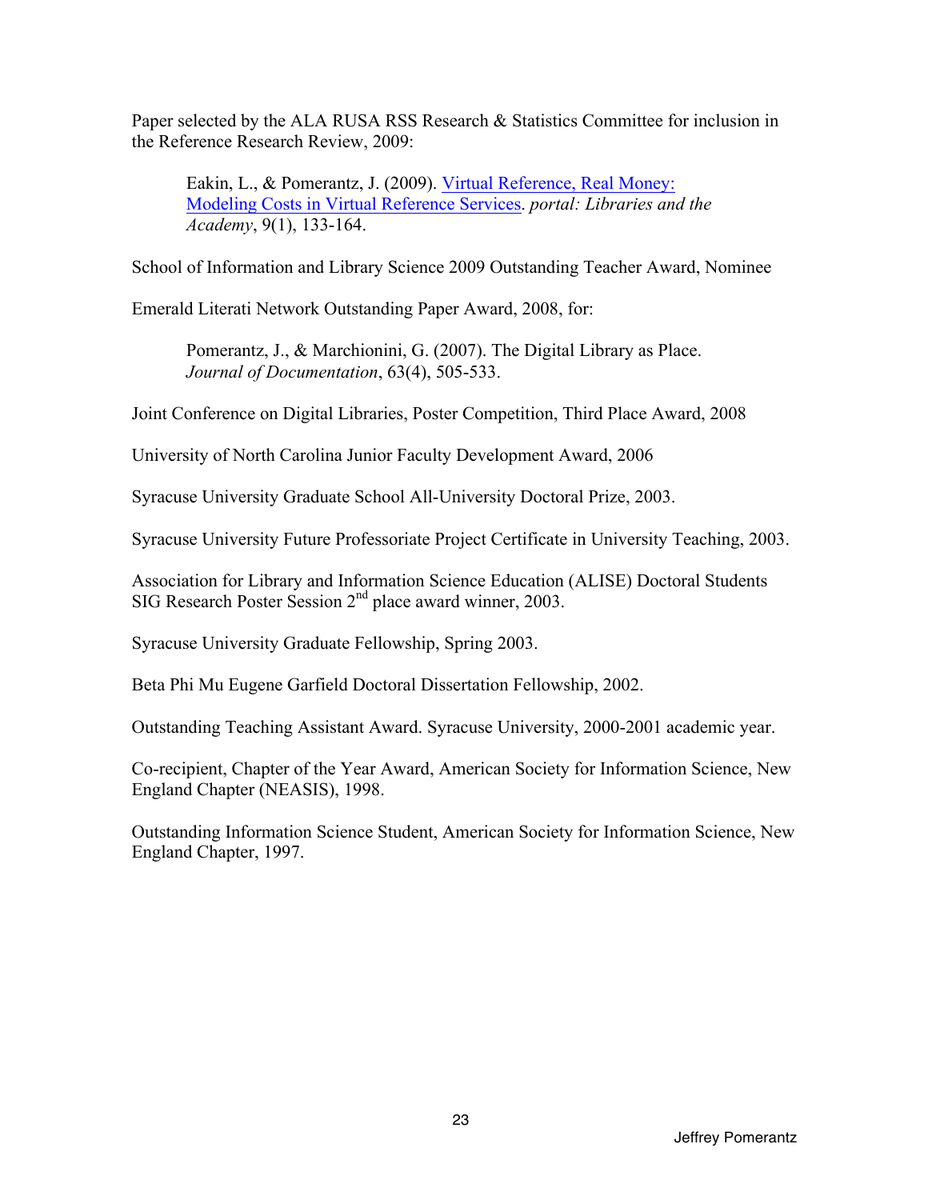Paper selected by the ALA RUSA RSS Research & Statistics Committee for inclusion in the Reference Research Review, 2009:

> Eakin, L., & Pomerantz, J. (2009). Virtual Reference, Real Money: Modeling Costs in Virtual Reference Services. *portal: Libraries and the Academy*, 9(1), 133-164.

School of Information and Library Science 2009 Outstanding Teacher Award, Nominee

Emerald Literati Network Outstanding Paper Award, 2008, for:

> Pomerantz, J., & Marchionini, G. (2007). The Digital Library as Place. *Journal of Documentation*, 63(4), 505-533.

Joint Conference on Digital Libraries, Poster Competition, Third Place Award, 2008

University of North Carolina Junior Faculty Development Award, 2006

Syracuse University Graduate School All-University Doctoral Prize, 2003.

Syracuse University Future Professoriate Project Certificate in University Teaching, 2003.

Association for Library and Information Science Education (ALISE) Doctoral Students SIG Research Poster Session 2nd place award winner, 2003.

Syracuse University Graduate Fellowship, Spring 2003.

Beta Phi Mu Eugene Garfield Doctoral Dissertation Fellowship, 2002.

Outstanding Teaching Assistant Award. Syracuse University, 2000-2001 academic year.

Co-recipient, Chapter of the Year Award, American Society for Information Science, New England Chapter (NEASIS), 1998.

Outstanding Information Science Student, American Society for Information Science, New England Chapter, 1997.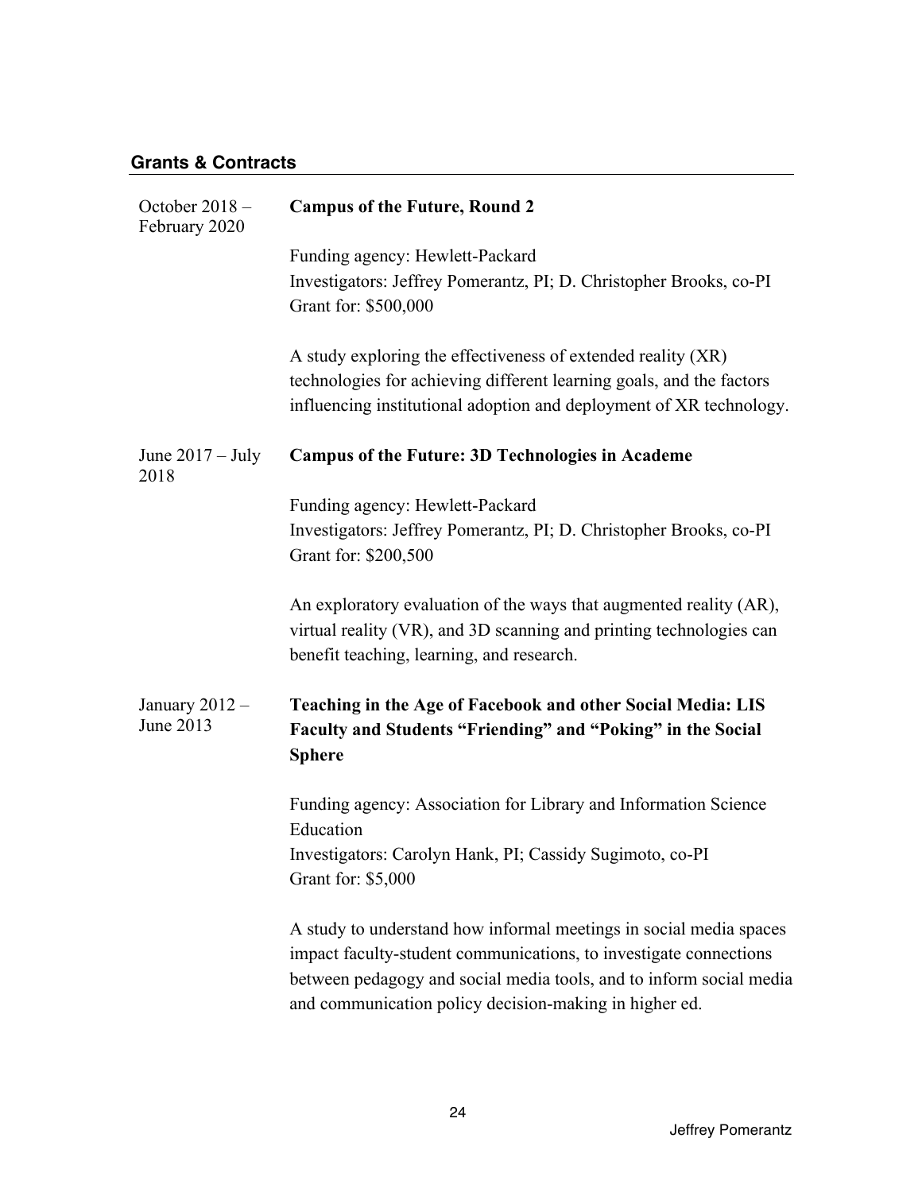## Grants & Contracts

October 2018 – February 2020

**Campus of the Future, Round 2**

Funding agency: Hewlett-Packard
Investigators: Jeffrey Pomerantz, PI; D. Christopher Brooks, co-PI
Grant for: $500,000

A study exploring the effectiveness of extended reality (XR) technologies for achieving different learning goals, and the factors influencing institutional adoption and deployment of XR technology.

June 2017 – July 2018

**Campus of the Future: 3D Technologies in Academe**

Funding agency: Hewlett-Packard
Investigators: Jeffrey Pomerantz, PI; D. Christopher Brooks, co-PI
Grant for: $200,500

An exploratory evaluation of the ways that augmented reality (AR), virtual reality (VR), and 3D scanning and printing technologies can benefit teaching, learning, and research.

January 2012 – June 2013

**Teaching in the Age of Facebook and other Social Media: LIS Faculty and Students "Friending" and "Poking" in the Social Sphere**

Funding agency: Association for Library and Information Science Education
Investigators: Carolyn Hank, PI; Cassidy Sugimoto, co-PI
Grant for: $5,000

A study to understand how informal meetings in social media spaces impact faculty-student communications, to investigate connections between pedagogy and social media tools, and to inform social media and communication policy decision-making in higher ed.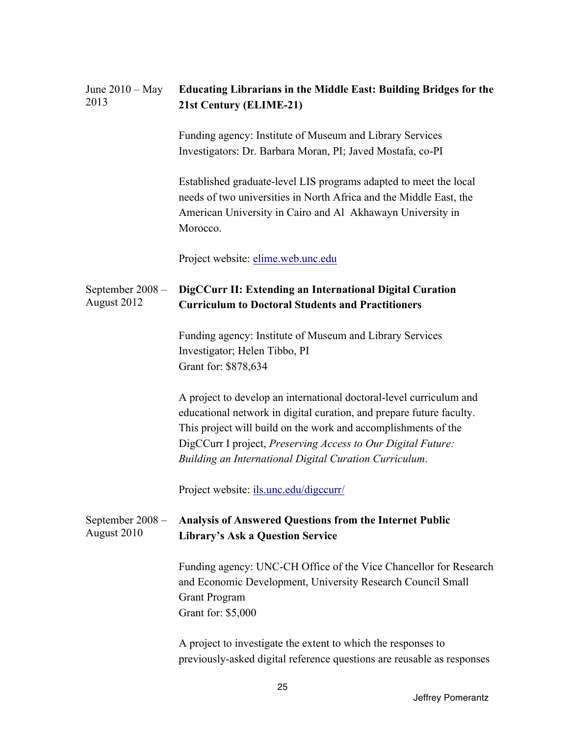June 2010 – May 2013 **Educating Librarians in the Middle East: Building Bridges for the 21st Century (ELIME-21)**

Funding agency: Institute of Museum and Library Services
Investigators: Dr. Barbara Moran, PI; Javed Mostafa, co-PI

Established graduate-level LIS programs adapted to meet the local needs of two universities in North Africa and the Middle East, the American University in Cairo and Al Akhawayn University in Morocco.

Project website: [elime.web.unc.edu](elime.web.unc.edu)

September 2008 – August 2012 **DigCCurr II: Extending an International Digital Curation Curriculum to Doctoral Students and Practitioners**

Funding agency: Institute of Museum and Library Services
Investigator; Helen Tibbo, PI
Grant for: $878,634

A project to develop an international doctoral-level curriculum and educational network in digital curation, and prepare future faculty. This project will build on the work and accomplishments of the DigCCurr I project, *Preserving Access to Our Digital Future: Building an International Digital Curation Curriculum*.

Project website: [ils.unc.edu/digccurr/](ils.unc.edu/digccurr/)

September 2008 – August 2010 **Analysis of Answered Questions from the Internet Public Library's Ask a Question Service**

Funding agency: UNC-CH Office of the Vice Chancellor for Research and Economic Development, University Research Council Small Grant Program
Grant for: $5,000

A project to investigate the extent to which the responses to previously-asked digital reference questions are reusable as responses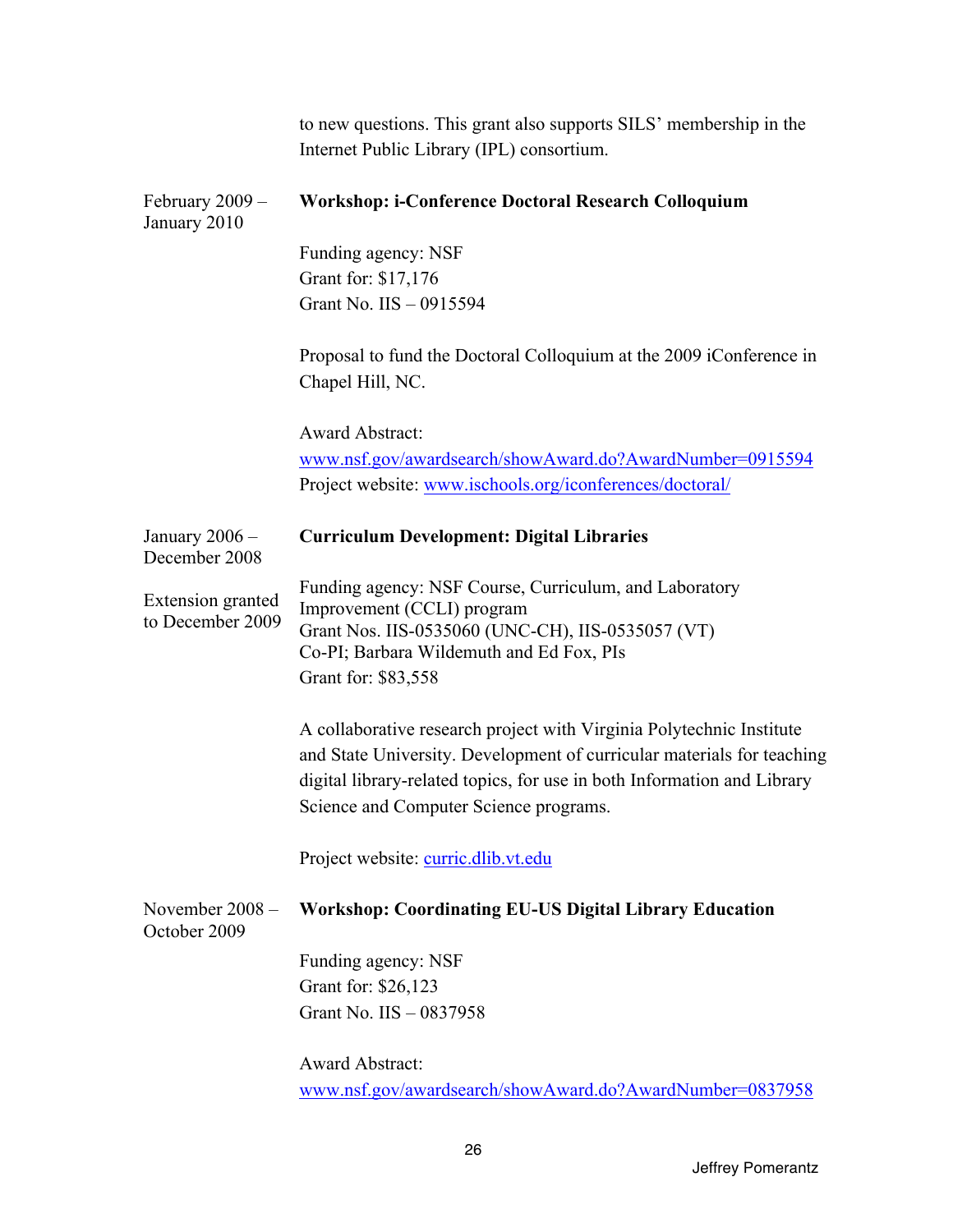to new questions. This grant also supports SILS' membership in the Internet Public Library (IPL) consortium.

February 2009 – January 2010

**Workshop: i-Conference Doctoral Research Colloquium**

Funding agency: NSF
Grant for: $17,176
Grant No. IIS – 0915594

Proposal to fund the Doctoral Colloquium at the 2009 iConference in Chapel Hill, NC.

Award Abstract:
[www.nsf.gov/awardsearch/showAward.do?AwardNumber=0915594](www.nsf.gov/awardsearch/showAward.do?AwardNumber=0915594)
Project website: [www.ischools.org/iconferences/doctoral/](www.ischools.org/iconferences/doctoral/)

January 2006 – December 2008

Extension granted to December 2009

**Curriculum Development: Digital Libraries**

Funding agency: NSF Course, Curriculum, and Laboratory Improvement (CCLI) program
Grant Nos. IIS-0535060 (UNC-CH), IIS-0535057 (VT)
Co-PI; Barbara Wildemuth and Ed Fox, PIs
Grant for: $83,558

A collaborative research project with Virginia Polytechnic Institute and State University. Development of curricular materials for teaching digital library-related topics, for use in both Information and Library Science and Computer Science programs.

Project website: [curric.dlib.vt.edu](curric.dlib.vt.edu)

November 2008 – October 2009

**Workshop: Coordinating EU-US Digital Library Education**

Funding agency: NSF
Grant for: $26,123
Grant No. IIS – 0837958

Award Abstract:
[www.nsf.gov/awardsearch/showAward.do?AwardNumber=0837958](www.nsf.gov/awardsearch/showAward.do?AwardNumber=0837958)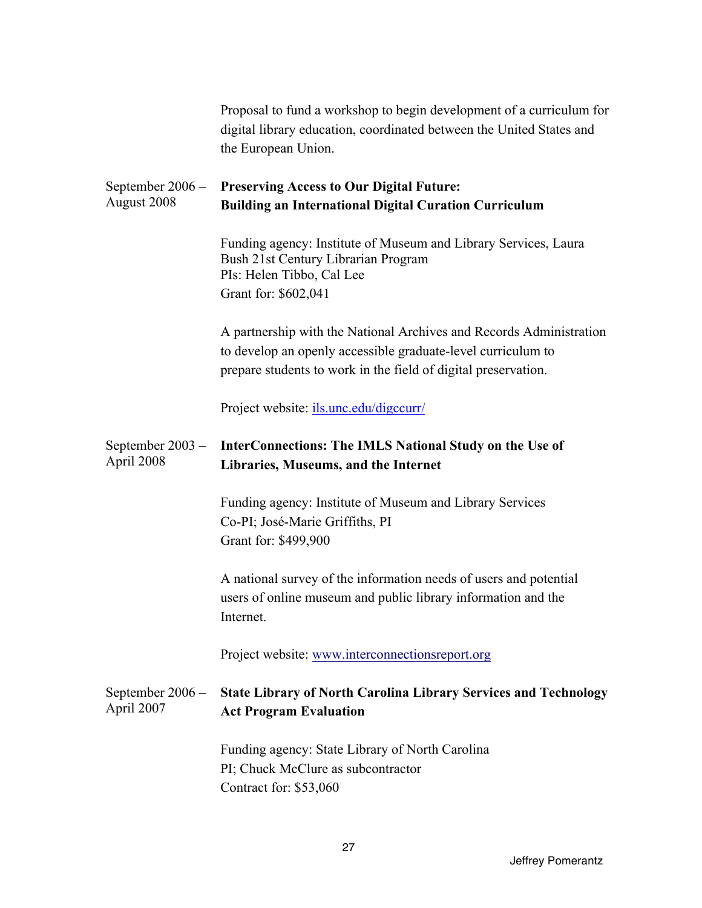Proposal to fund a workshop to begin development of a curriculum for digital library education, coordinated between the United States and the European Union.

September 2006 – August 2008

**Preserving Access to Our Digital Future: Building an International Digital Curation Curriculum**

Funding agency: Institute of Museum and Library Services, Laura Bush 21st Century Librarian Program
PIs: Helen Tibbo, Cal Lee
Grant for: $602,041

A partnership with the National Archives and Records Administration to develop an openly accessible graduate-level curriculum to prepare students to work in the field of digital preservation.

Project website: [ils.unc.edu/digccurr/](ils.unc.edu/digccurr/)

September 2003 – April 2008

**InterConnections: The IMLS National Study on the Use of Libraries, Museums, and the Internet**

Funding agency: Institute of Museum and Library Services
Co-PI; José-Marie Griffiths, PI
Grant for: $499,900

A national survey of the information needs of users and potential users of online museum and public library information and the Internet.

Project website: [www.interconnectionsreport.org](www.interconnectionsreport.org)

September 2006 – April 2007

**State Library of North Carolina Library Services and Technology Act Program Evaluation**

Funding agency: State Library of North Carolina
PI; Chuck McClure as subcontractor
Contract for: $53,060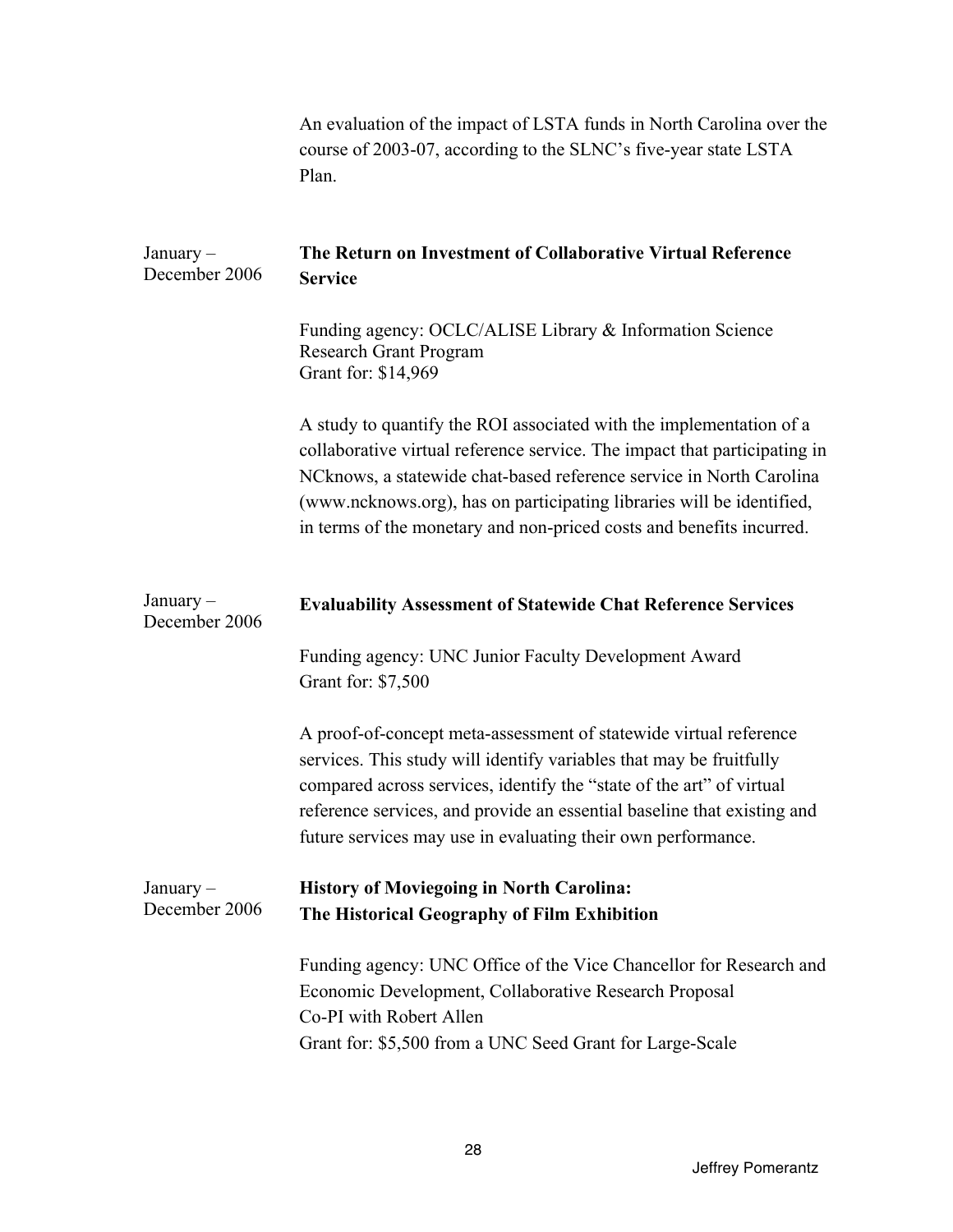An evaluation of the impact of LSTA funds in North Carolina over the course of 2003-07, according to the SLNC's five-year state LSTA Plan.

January – December 2006

**The Return on Investment of Collaborative Virtual Reference Service**

Funding agency: OCLC/ALISE Library & Information Science Research Grant Program
Grant for: $14,969

A study to quantify the ROI associated with the implementation of a collaborative virtual reference service. The impact that participating in NCknows, a statewide chat-based reference service in North Carolina (www.ncknows.org), has on participating libraries will be identified, in terms of the monetary and non-priced costs and benefits incurred.

January – December 2006

**Evaluability Assessment of Statewide Chat Reference Services**

Funding agency: UNC Junior Faculty Development Award
Grant for: $7,500

A proof-of-concept meta-assessment of statewide virtual reference services. This study will identify variables that may be fruitfully compared across services, identify the "state of the art" of virtual reference services, and provide an essential baseline that existing and future services may use in evaluating their own performance.

January – December 2006

**History of Moviegoing in North Carolina: The Historical Geography of Film Exhibition**

Funding agency: UNC Office of the Vice Chancellor for Research and Economic Development, Collaborative Research Proposal
Co-PI with Robert Allen
Grant for: $5,500 from a UNC Seed Grant for Large-Scale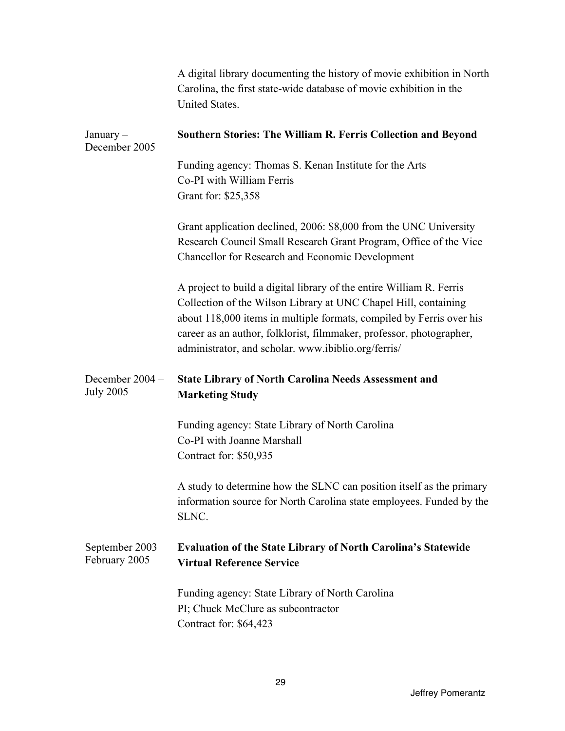A digital library documenting the history of movie exhibition in North Carolina, the first state-wide database of movie exhibition in the United States.

January – December 2005

**Southern Stories: The William R. Ferris Collection and Beyond**

Funding agency: Thomas S. Kenan Institute for the Arts
Co-PI with William Ferris
Grant for: $25,358

Grant application declined, 2006: $8,000 from the UNC University Research Council Small Research Grant Program, Office of the Vice Chancellor for Research and Economic Development

A project to build a digital library of the entire William R. Ferris Collection of the Wilson Library at UNC Chapel Hill, containing about 118,000 items in multiple formats, compiled by Ferris over his career as an author, folklorist, filmmaker, professor, photographer, administrator, and scholar. www.ibiblio.org/ferris/

December 2004 – July 2005

**State Library of North Carolina Needs Assessment and Marketing Study**

Funding agency: State Library of North Carolina
Co-PI with Joanne Marshall
Contract for: $50,935

A study to determine how the SLNC can position itself as the primary information source for North Carolina state employees. Funded by the SLNC.

September 2003 – February 2005

**Evaluation of the State Library of North Carolina's Statewide Virtual Reference Service**

Funding agency: State Library of North Carolina
PI; Chuck McClure as subcontractor
Contract for: $64,423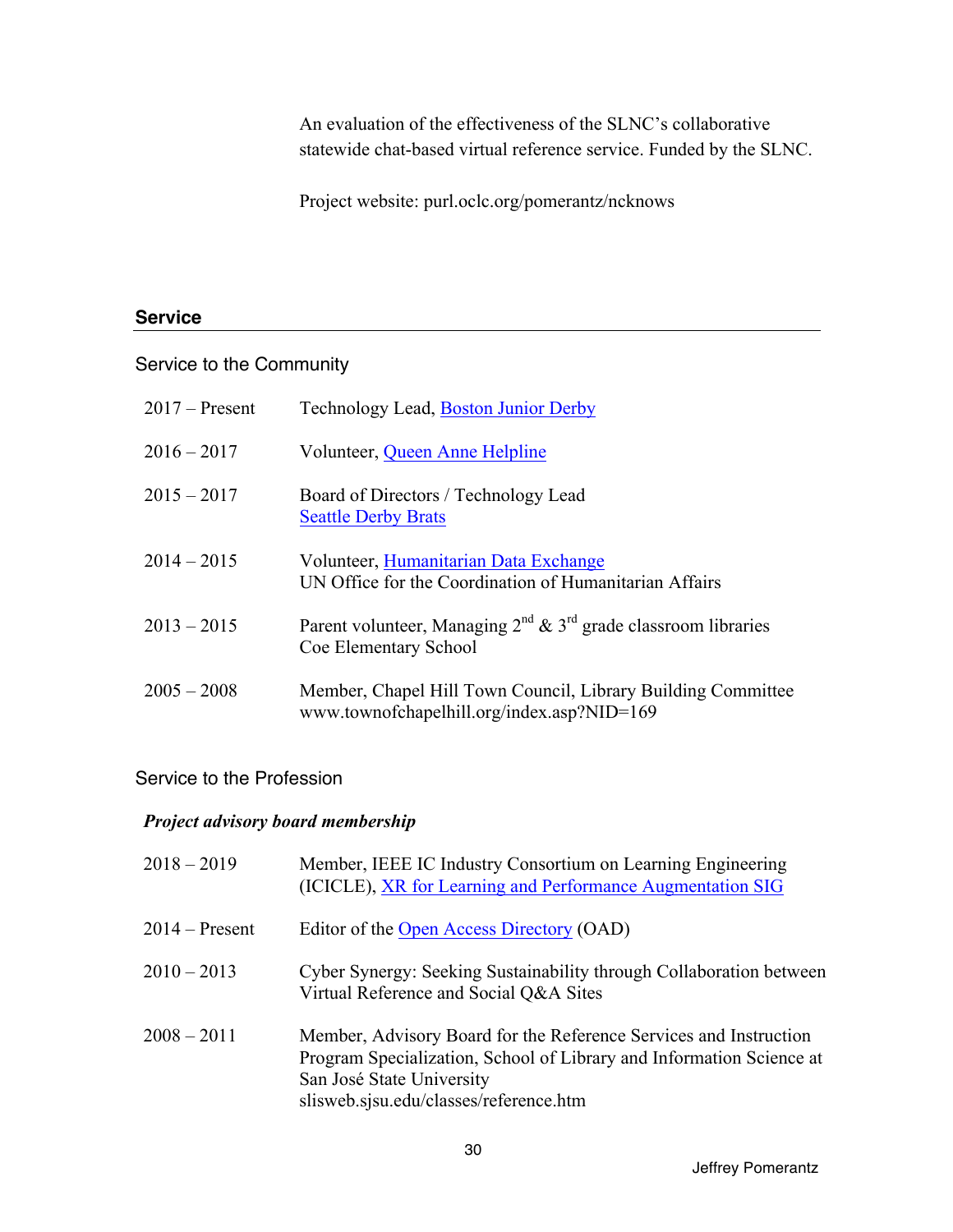An evaluation of the effectiveness of the SLNC's collaborative statewide chat-based virtual reference service. Funded by the SLNC.

Project website: purl.oclc.org/pomerantz/ncknows

## Service

### Service to the Community

| | |
|---|---|
| 2017 – Present | Technology Lead, Boston Junior Derby |
| 2016 – 2017 | Volunteer, Queen Anne Helpline |
| 2015 – 2017 | Board of Directors / Technology Lead<br>Seattle Derby Brats |
| 2014 – 2015 | Volunteer, Humanitarian Data Exchange<br>UN Office for the Coordination of Humanitarian Affairs |
| 2013 – 2015 | Parent volunteer, Managing 2nd & 3rd grade classroom libraries<br>Coe Elementary School |
| 2005 – 2008 | Member, Chapel Hill Town Council, Library Building Committee<br>www.townofchapelhill.org/index.asp?NID=169 |

### Service to the Profession

***Project advisory board membership***

| | |
|---|---|
| 2018 – 2019 | Member, IEEE IC Industry Consortium on Learning Engineering (ICICLE), XR for Learning and Performance Augmentation SIG |
| 2014 – Present | Editor of the Open Access Directory (OAD) |
| 2010 – 2013 | Cyber Synergy: Seeking Sustainability through Collaboration between Virtual Reference and Social Q&A Sites |
| 2008 – 2011 | Member, Advisory Board for the Reference Services and Instruction Program Specialization, School of Library and Information Science at San José State University<br>slisweb.sjsu.edu/classes/reference.htm |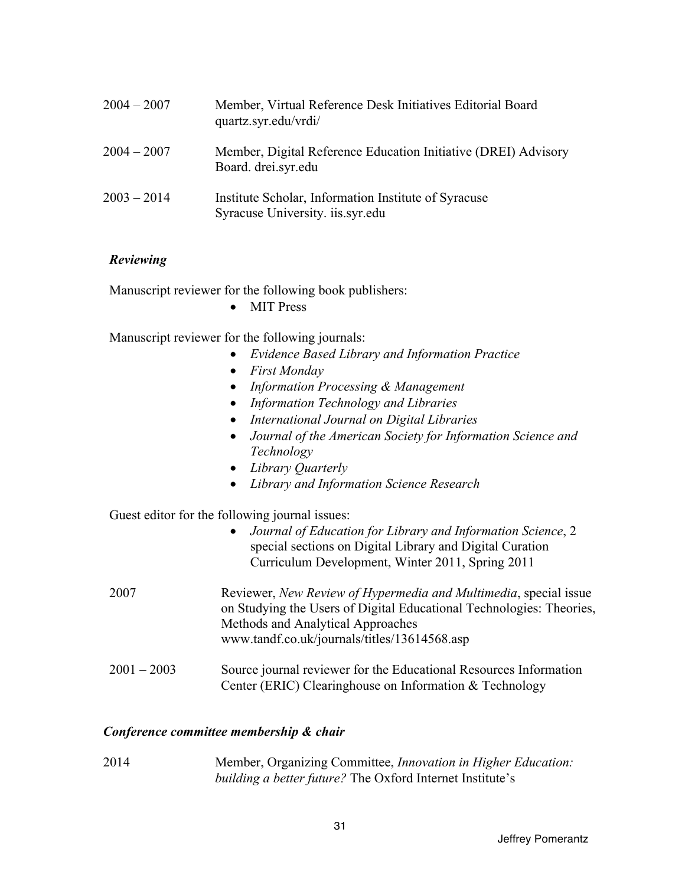2004 – 2007 Member, Virtual Reference Desk Initiatives Editorial Board quartz.syr.edu/vrdi/

2004 – 2007 Member, Digital Reference Education Initiative (DREI) Advisory Board. drei.syr.edu

2003 – 2014 Institute Scholar, Information Institute of Syracuse Syracuse University. iis.syr.edu

### *Reviewing*

Manuscript reviewer for the following book publishers:

- MIT Press

Manuscript reviewer for the following journals:

- *Evidence Based Library and Information Practice*
- *First Monday*
- *Information Processing & Management*
- *Information Technology and Libraries*
- *International Journal on Digital Libraries*
- *Journal of the American Society for Information Science and Technology*
- *Library Quarterly*
- *Library and Information Science Research*

Guest editor for the following journal issues:

- *Journal of Education for Library and Information Science*, 2 special sections on Digital Library and Digital Curation Curriculum Development, Winter 2011, Spring 2011

2007 Reviewer, *New Review of Hypermedia and Multimedia*, special issue on Studying the Users of Digital Educational Technologies: Theories, Methods and Analytical Approaches www.tandf.co.uk/journals/titles/13614568.asp

2001 – 2003 Source journal reviewer for the Educational Resources Information Center (ERIC) Clearinghouse on Information & Technology

### *Conference committee membership & chair*

2014 Member, Organizing Committee, *Innovation in Higher Education: building a better future?* The Oxford Internet Institute's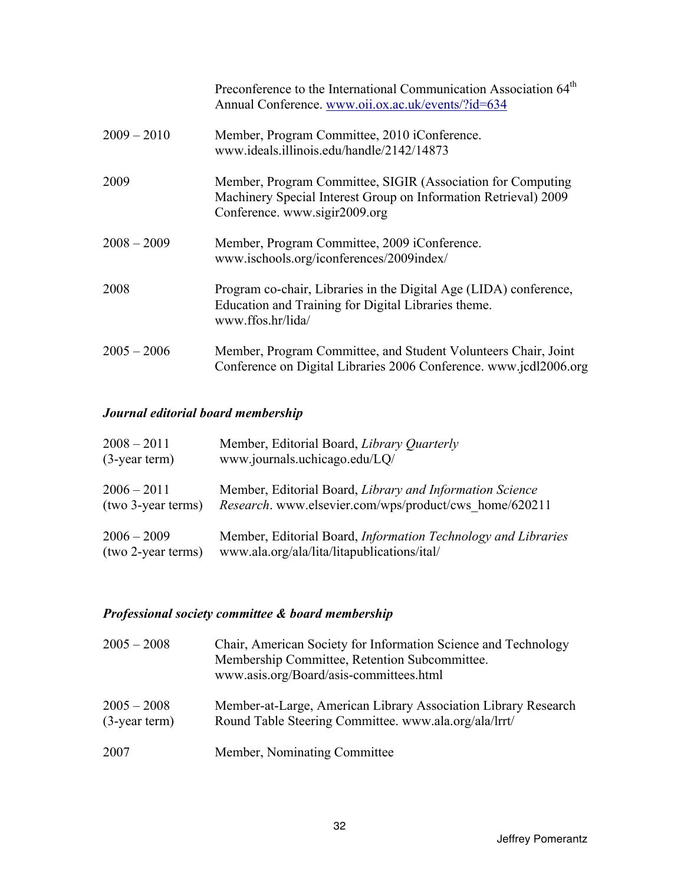| | |
|---|---|
| | Preconference to the International Communication Association 64th Annual Conference. [www.oii.ox.ac.uk/events/?id=634](http://www.oii.ox.ac.uk/events/?id=634) |
| 2009 – 2010 | Member, Program Committee, 2010 iConference. www.ideals.illinois.edu/handle/2142/14873 |
| 2009 | Member, Program Committee, SIGIR (Association for Computing Machinery Special Interest Group on Information Retrieval) 2009 Conference. www.sigir2009.org |
| 2008 – 2009 | Member, Program Committee, 2009 iConference. www.ischools.org/iconferences/2009index/ |
| 2008 | Program co-chair, Libraries in the Digital Age (LIDA) conference, Education and Training for Digital Libraries theme. www.ffos.hr/lida/ |
| 2005 – 2006 | Member, Program Committee, and Student Volunteers Chair, Joint Conference on Digital Libraries 2006 Conference. www.jcdl2006.org |

### *Journal editorial board membership*

| | |
|---|---|
| 2008 – 2011 (3-year term) | Member, Editorial Board, *Library Quarterly* www.journals.uchicago.edu/LQ/ |
| 2006 – 2011 (two 3-year terms) | Member, Editorial Board, *Library and Information Science Research*. www.elsevier.com/wps/product/cws_home/620211 |
| 2006 – 2009 (two 2-year terms) | Member, Editorial Board, *Information Technology and Libraries* www.ala.org/ala/lita/litapublications/ital/ |

### *Professional society committee & board membership*

| | |
|---|---|
| 2005 – 2008 | Chair, American Society for Information Science and Technology Membership Committee, Retention Subcommittee. www.asis.org/Board/asis-committees.html |
| 2005 – 2008 (3-year term) | Member-at-Large, American Library Association Library Research Round Table Steering Committee. www.ala.org/ala/lrrt/ |
| 2007 | Member, Nominating Committee |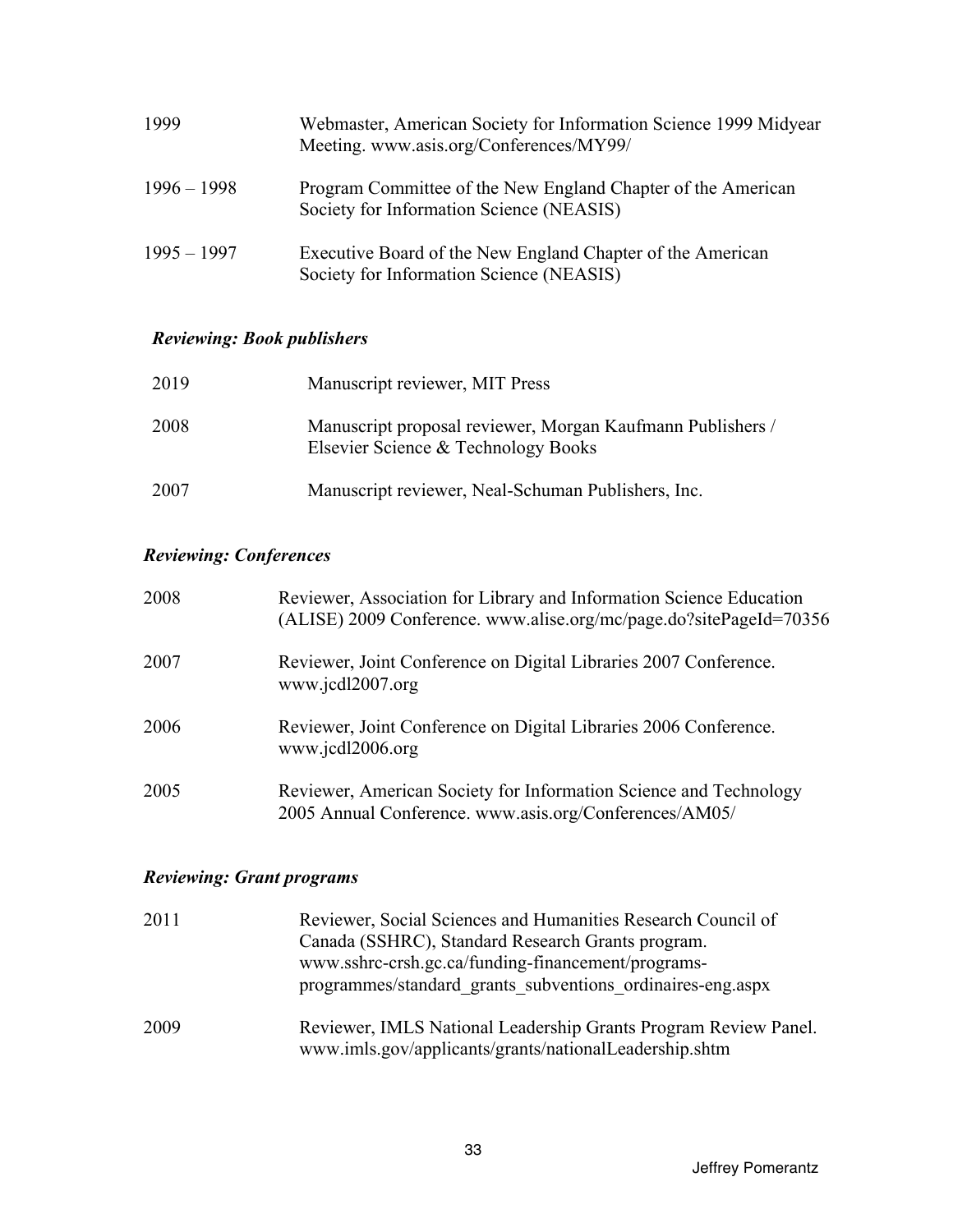| | |
|---|---|
| 1999 | Webmaster, American Society for Information Science 1999 Midyear Meeting. www.asis.org/Conferences/MY99/ |
| 1996 – 1998 | Program Committee of the New England Chapter of the American Society for Information Science (NEASIS) |
| 1995 – 1997 | Executive Board of the New England Chapter of the American Society for Information Science (NEASIS) |

### *Reviewing: Book publishers*

| | |
|---|---|
| 2019 | Manuscript reviewer, MIT Press |
| 2008 | Manuscript proposal reviewer, Morgan Kaufmann Publishers / Elsevier Science & Technology Books |
| 2007 | Manuscript reviewer, Neal-Schuman Publishers, Inc. |

### *Reviewing: Conferences*

| | |
|---|---|
| 2008 | Reviewer, Association for Library and Information Science Education (ALISE) 2009 Conference. www.alise.org/mc/page.do?sitePageId=70356 |
| 2007 | Reviewer, Joint Conference on Digital Libraries 2007 Conference. www.jcdl2007.org |
| 2006 | Reviewer, Joint Conference on Digital Libraries 2006 Conference. www.jcdl2006.org |
| 2005 | Reviewer, American Society for Information Science and Technology 2005 Annual Conference. www.asis.org/Conferences/AM05/ |

### *Reviewing: Grant programs*

| | |
|---|---|
| 2011 | Reviewer, Social Sciences and Humanities Research Council of Canada (SSHRC), Standard Research Grants program. www.sshrc-crsh.gc.ca/funding-financement/programs-programmes/standard_grants_subventions_ordinaires-eng.aspx |
| 2009 | Reviewer, IMLS National Leadership Grants Program Review Panel. www.imls.gov/applicants/grants/nationalLeadership.shtm |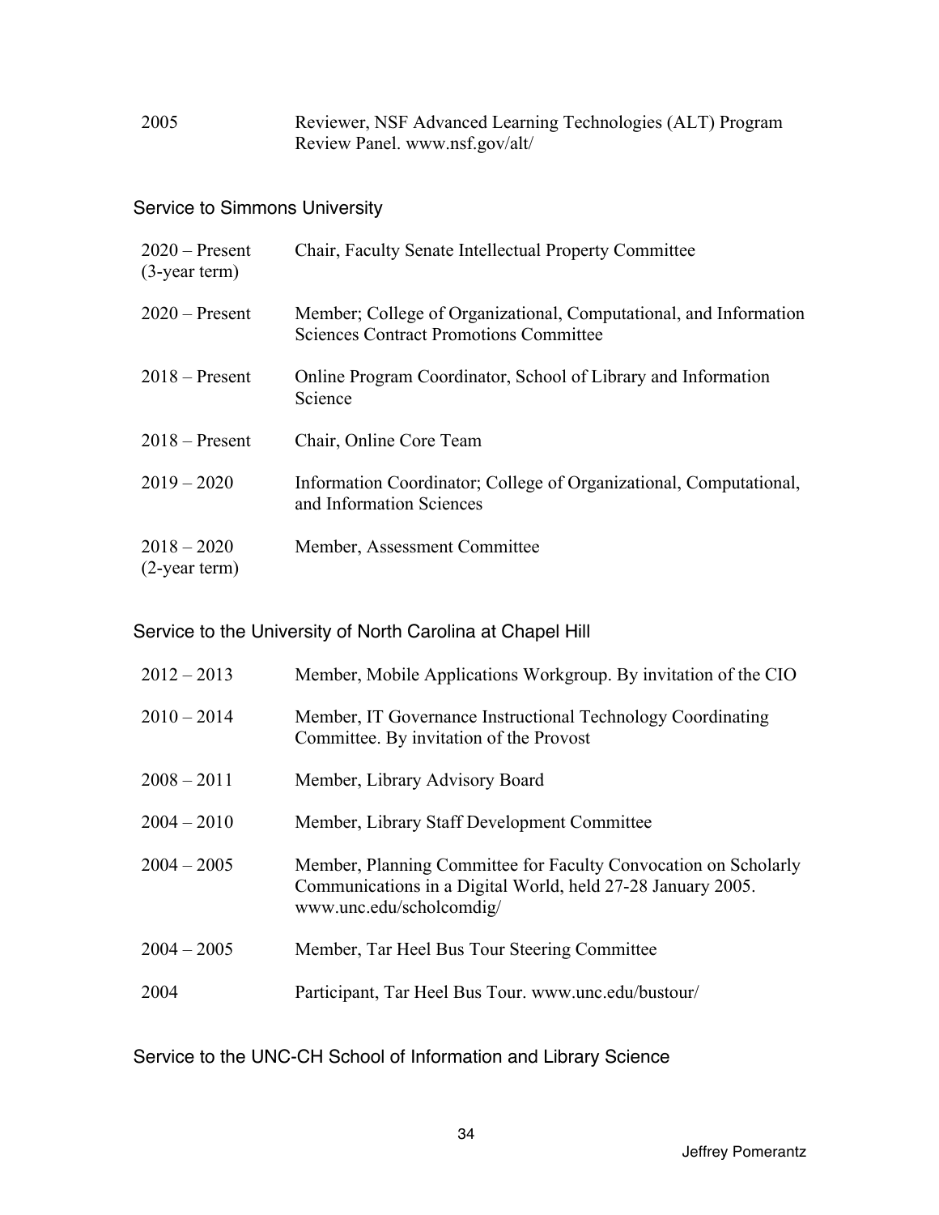| | |
|---|---|
| 2005 | Reviewer, NSF Advanced Learning Technologies (ALT) Program Review Panel. www.nsf.gov/alt/ |

### Service to Simmons University

| | |
|---|---|
| 2020 – Present (3-year term) | Chair, Faculty Senate Intellectual Property Committee |
| 2020 – Present | Member; College of Organizational, Computational, and Information Sciences Contract Promotions Committee |
| 2018 – Present | Online Program Coordinator, School of Library and Information Science |
| 2018 – Present | Chair, Online Core Team |
| 2019 – 2020 | Information Coordinator; College of Organizational, Computational, and Information Sciences |
| 2018 – 2020 (2-year term) | Member, Assessment Committee |

### Service to the University of North Carolina at Chapel Hill

| | |
|---|---|
| 2012 – 2013 | Member, Mobile Applications Workgroup. By invitation of the CIO |
| 2010 – 2014 | Member, IT Governance Instructional Technology Coordinating Committee. By invitation of the Provost |
| 2008 – 2011 | Member, Library Advisory Board |
| 2004 – 2010 | Member, Library Staff Development Committee |
| 2004 – 2005 | Member, Planning Committee for Faculty Convocation on Scholarly Communications in a Digital World, held 27-28 January 2005. www.unc.edu/scholcomdig/ |
| 2004 – 2005 | Member, Tar Heel Bus Tour Steering Committee |
| 2004 | Participant, Tar Heel Bus Tour. www.unc.edu/bustour/ |

### Service to the UNC-CH School of Information and Library Science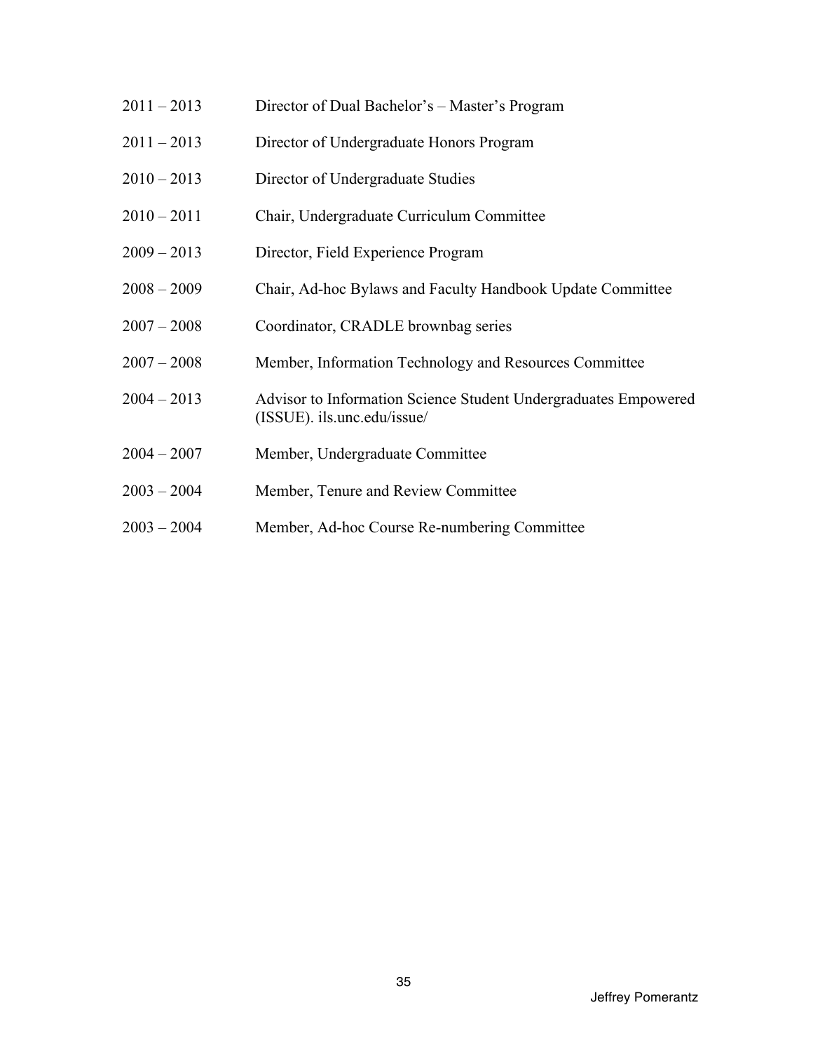2011 – 2013 Director of Dual Bachelor's – Master's Program

2011 – 2013 Director of Undergraduate Honors Program

2010 – 2013 Director of Undergraduate Studies

2010 – 2011 Chair, Undergraduate Curriculum Committee

2009 – 2013 Director, Field Experience Program

2008 – 2009 Chair, Ad-hoc Bylaws and Faculty Handbook Update Committee

2007 – 2008 Coordinator, CRADLE brownbag series

2007 – 2008 Member, Information Technology and Resources Committee

2004 – 2013 Advisor to Information Science Student Undergraduates Empowered (ISSUE). ils.unc.edu/issue/

2004 – 2007 Member, Undergraduate Committee

2003 – 2004 Member, Tenure and Review Committee

2003 – 2004 Member, Ad-hoc Course Re-numbering Committee